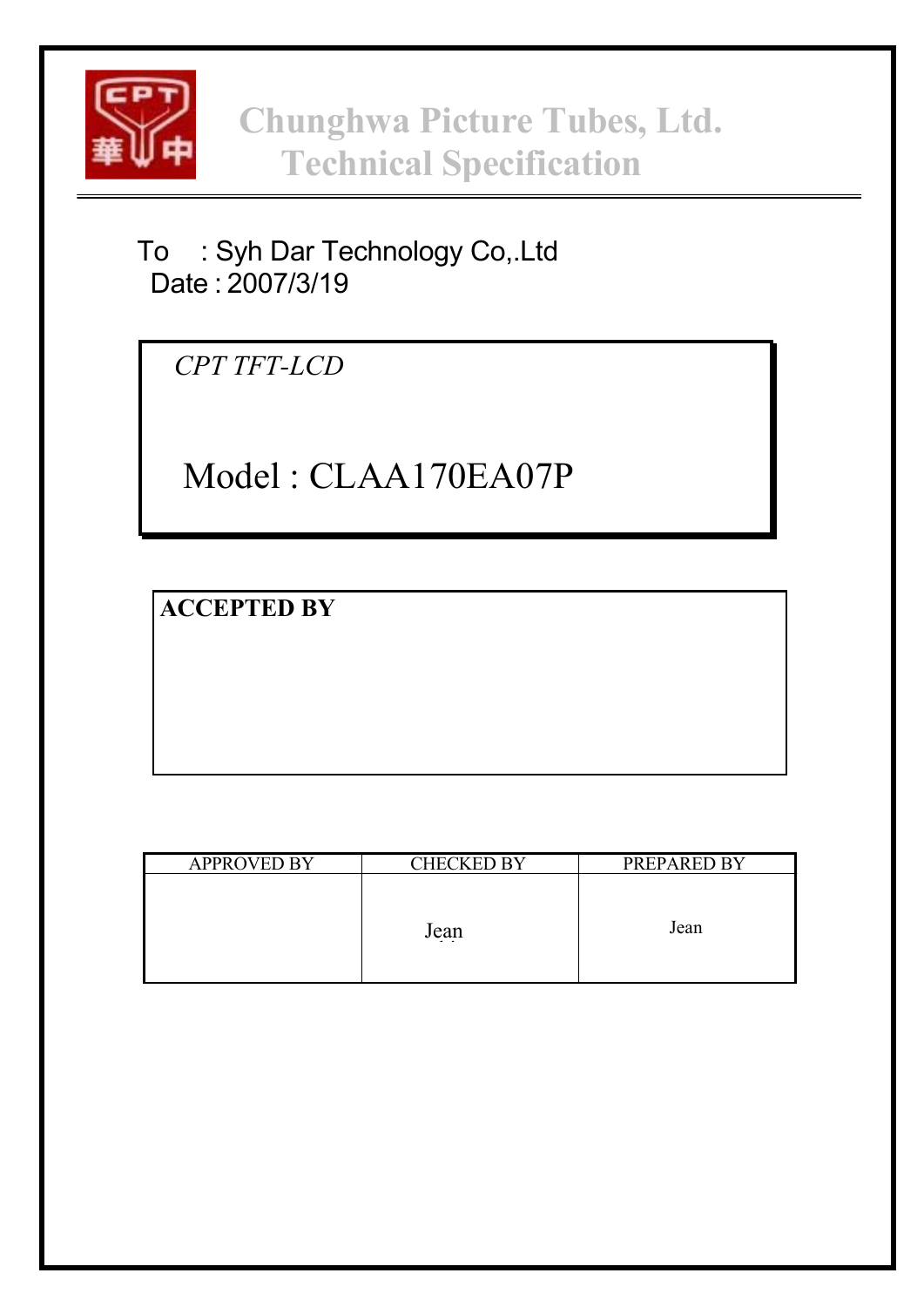# Chunghwa Picture Tubes, Ltd.
## Technical Specification

To : Syh Dar Technology Co,.Ltd
Date : 2007/3/19

*CPT TFT-LCD*

# Model : CLAA170EA07P

**ACCEPTED BY**

| APPROVED BY | CHECKED BY | PREPARED BY |
|---|---|---|
| | Jean | Jean |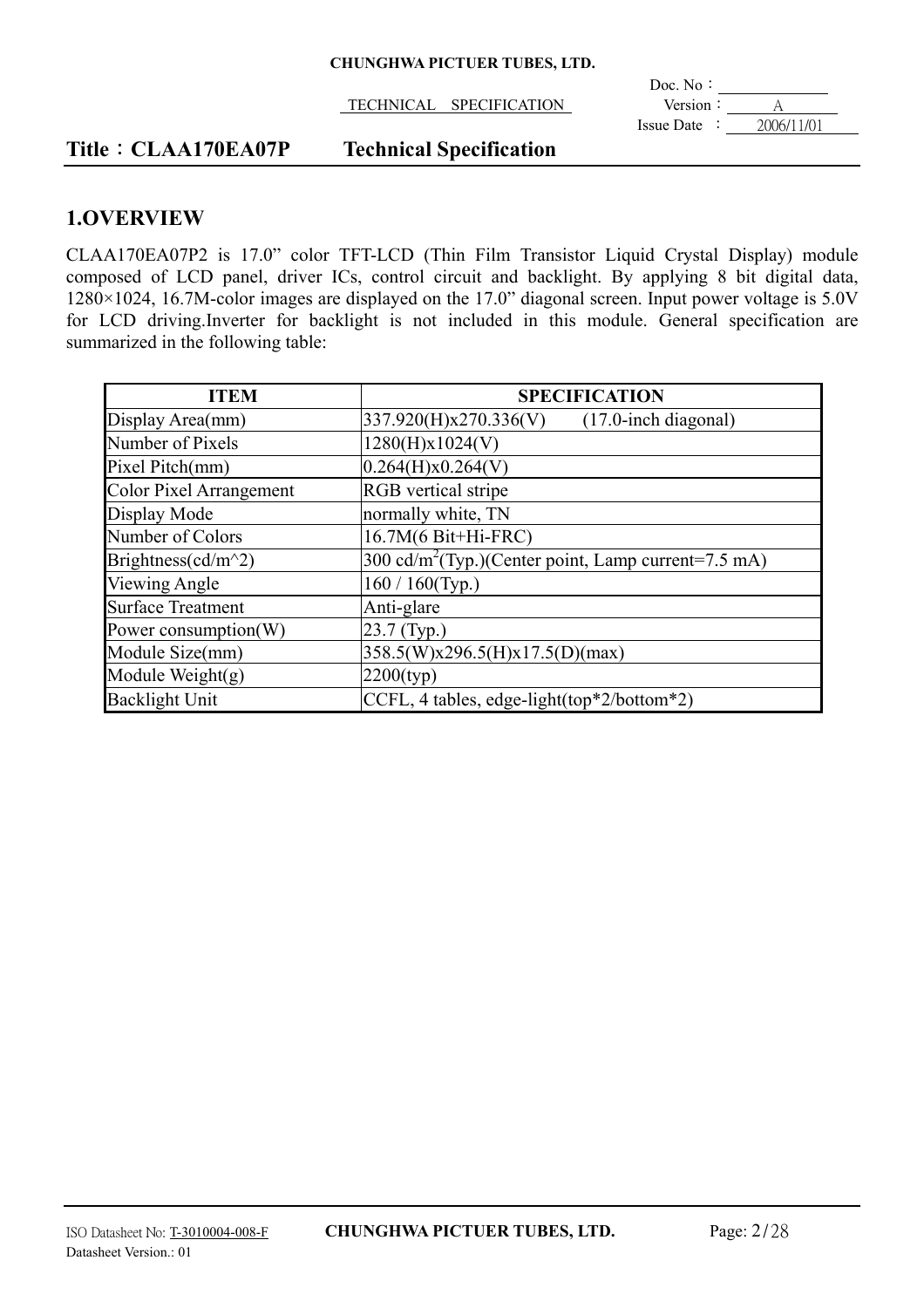# Title：CLAA170EA07P Technical Specification

## 1.OVERVIEW

CLAA170EA07P2 is 17.0" color TFT-LCD (Thin Film Transistor Liquid Crystal Display) module composed of LCD panel, driver ICs, control circuit and backlight. By applying 8 bit digital data, 1280×1024, 16.7M-color images are displayed on the 17.0" diagonal screen. Input power voltage is 5.0V for LCD driving.Inverter for backlight is not included in this module. General specification are summarized in the following table:

| ITEM | SPECIFICATION |
|---|---|
| Display Area(mm) | 337.920(H)x270.336(V) (17.0-inch diagonal) |
| Number of Pixels | 1280(H)x1024(V) |
| Pixel Pitch(mm) | 0.264(H)x0.264(V) |
| Color Pixel Arrangement | RGB vertical stripe |
| Display Mode | normally white, TN |
| Number of Colors | 16.7M(6 Bit+Hi-FRC) |
| Brightness(cd/m^2) | 300 $cd/m^2$(Typ.)(Center point, Lamp current=7.5 mA) |
| Viewing Angle | 160 / 160(Typ.) |
| Surface Treatment | Anti-glare |
| Power consumption(W) | 23.7 (Typ.) |
| Module Size(mm) | 358.5(W)x296.5(H)x17.5(D)(max) |
| Module Weight(g) | 2200(typ) |
| Backlight Unit | CCFL, 4 tables, edge-light(top*2/bottom*2) |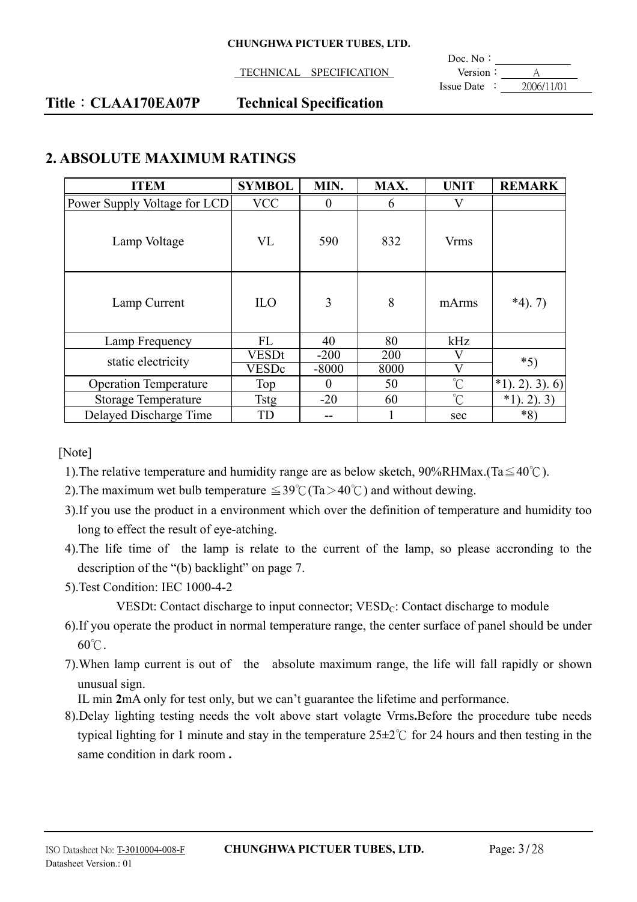## 2. ABSOLUTE MAXIMUM RATINGS

| ITEM | SYMBOL | MIN. | MAX. | UNIT | REMARK |
|---|---|---|---|---|---|
| Power Supply Voltage for LCD | VCC | 0 | 6 | V | |
| Lamp Voltage | VL | 590 | 832 | Vrms | |
| Lamp Current | ILO | 3 | 8 | mArms | *4). 7) |
| Lamp Frequency | FL | 40 | 80 | kHz | |
| static electricity | VESDt | -200 | 200 | V | *5) |
| | VESDc | -8000 | 8000 | V | |
| Operation Temperature | Top | 0 | 50 | ℃ | *1). 2). 3). 6) |
| Storage Temperature | Tstg | -20 | 60 | ℃ | *1). 2). 3) |
| Delayed Discharge Time | TD | -- | 1 | sec | *8) |

[Note]

1).The relative temperature and humidity range are as below sketch, 90%RHMax.(Ta≦40℃).

2).The maximum wet bulb temperature ≦39℃(Ta＞40℃) and without dewing.

3).If you use the product in a environment which over the definition of temperature and humidity too long to effect the result of eye-atching.

4).The life time of the lamp is relate to the current of the lamp, so please accronding to the description of the "(b) backlight" on page 7.

5).Test Condition: IEC 1000-4-2

VESDt: Contact discharge to input connector; $VESD_C$: Contact discharge to module

6).If you operate the product in normal temperature range, the center surface of panel should be under 60℃.

7).When lamp current is out of the absolute maximum range, the life will fall rapidly or shown unusual sign.
IL min **2**mA only for test only, but we can't guarantee the lifetime and performance.

8).Delay lighting testing needs the volt above start volagte Vrms**.**Before the procedure tube needs typical lighting for 1 minute and stay in the temperature 25±2℃ for 24 hours and then testing in the same condition in dark room **.**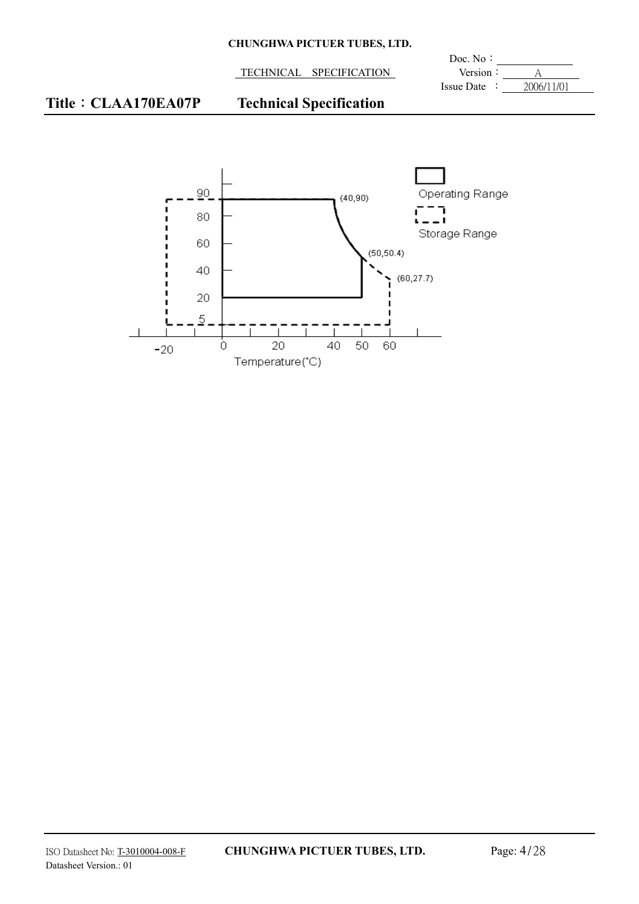# Title：CLAA170EA07P Technical Specification

Operating Range

Storage Range

(40,90)

(50,50.4)

(60,27.7)

Temperature(°C)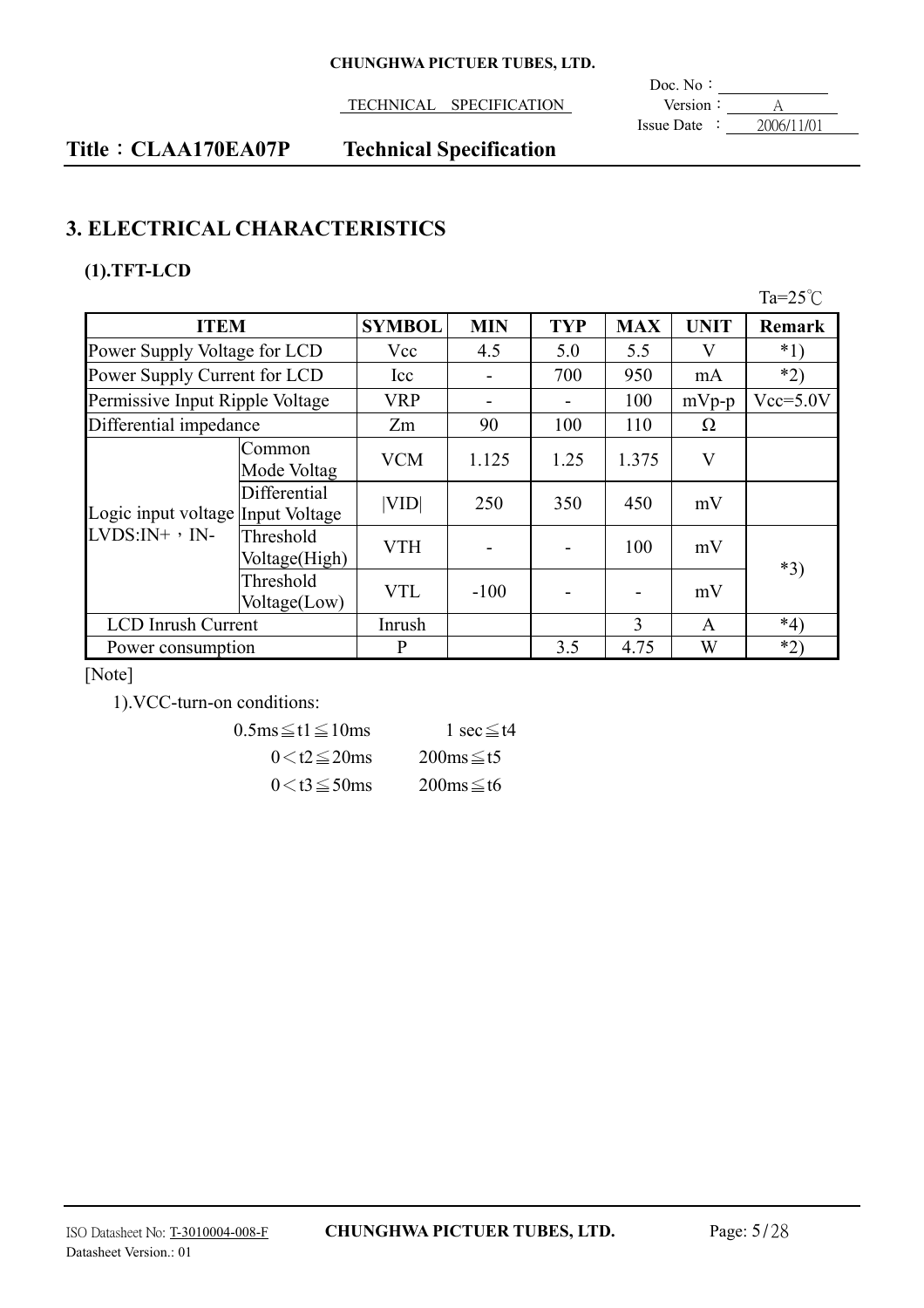## 3. ELECTRICAL CHARACTERISTICS

### (1).TFT-LCD

Ta=25℃

| ITEM | | SYMBOL | MIN | TYP | MAX | UNIT | Remark |
|---|---|---|---|---|---|---|---|
| Power Supply Voltage for LCD | | Vcc | 4.5 | 5.0 | 5.5 | V | *1) |
| Power Supply Current for LCD | | Icc | - | 700 | 950 | mA | *2) |
| Permissive Input Ripple Voltage | | VRP | - | - | 100 | mVp-p | Vcc=5.0V |
| Differential impedance | | Zm | 90 | 100 | 110 | Ω | |
| Logic input voltage LVDS:IN+，IN- | Common Mode Voltag | VCM | 1.125 | 1.25 | 1.375 | V | |
| | Differential Input Voltage | \|VID\| | 250 | 350 | 450 | mV | |
| | Threshold Voltage(High) | VTH | - | - | 100 | mV | *3) |
| | Threshold Voltage(Low) | VTL | -100 | - | - | mV | |
| LCD Inrush Current | | Inrush | | | 3 | A | *4) |
| Power consumption | | P | | 3.5 | 4.75 | W | *2) |

[Note]

1).VCC-turn-on conditions:

$0.5ms \leqq t1 \leqq 10ms$ $\quad$ $1\ sec \leqq t4$

$0 < t2 \leqq 20ms$ $\quad$ $200ms \leqq t5$

$0 < t3 \leqq 50ms$ $\quad$ $200ms \leqq t6$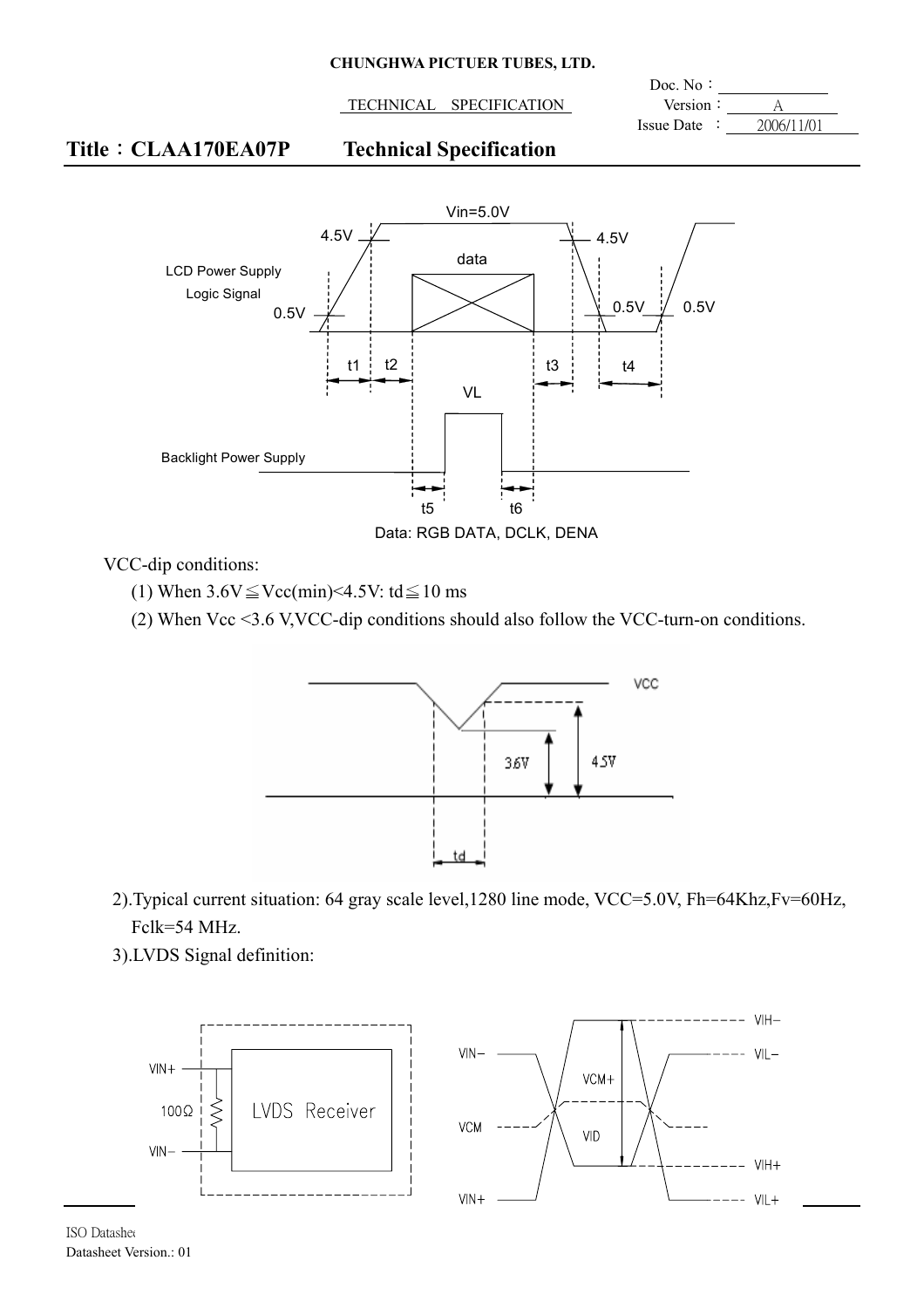VCC-dip conditions:

(1) When 3.6V≦Vcc(min)<4.5V: td≦10 ms

(2) When Vcc <3.6 V,VCC-dip conditions should also follow the VCC-turn-on conditions.

2).Typical current situation: 64 gray scale level,1280 line mode, VCC=5.0V, Fh=64Khz,Fv=60Hz, Fclk=54 MHz.

3).LVDS Signal definition: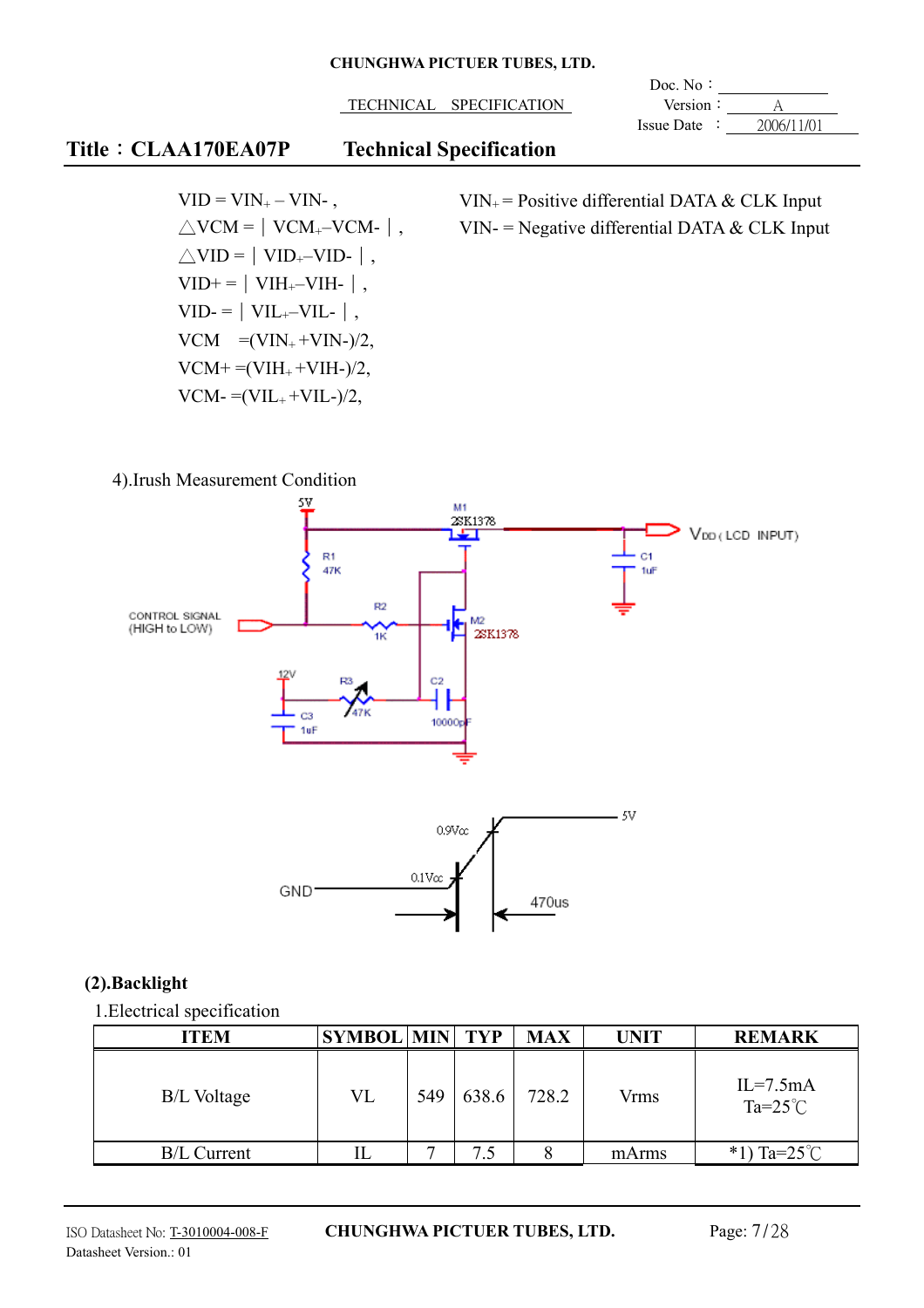$VID = VIN_+ - VIN-$ ,

$\triangle VCM = | VCM_+ - VCM- |$ ,

$\triangle VID = | VID_+ - VID- |$ ,

$VID+ = | VIH_+ - VIH- |$ ,

$VID- = | VIL_+ - VIL- |$ ,

$VCM = (VIN_+ + VIN-)/2$,

$VCM+ = (VIH_+ + VIH-)/2$,

$VCM- = (VIL_+ + VIL-)/2$,

$VIN_+$ = Positive differential DATA & CLK Input

VIN- = Negative differential DATA & CLK Input

4).Irush Measurement Condition

5V

M1 2SK1378

VDD ( LCD INPUT)

R1 47K

C1 1uF

CONTROL SIGNAL (HIGH to LOW)

R2 1K

M2 2SK1378

12V

R3 47K

C2 10000pF

C3 1uF

0.9Vcc

0.1Vcc

5V

GND

470us

**(2).Backlight**

1.Electrical specification

| ITEM | SYMBOL | MIN | TYP | MAX | UNIT | REMARK |
|---|---|---|---|---|---|---|
| B/L Voltage | VL | 549 | 638.6 | 728.2 | Vrms | IL=7.5mA Ta=25℃ |
| B/L Current | IL | 7 | 7.5 | 8 | mArms | *1) Ta=25℃ |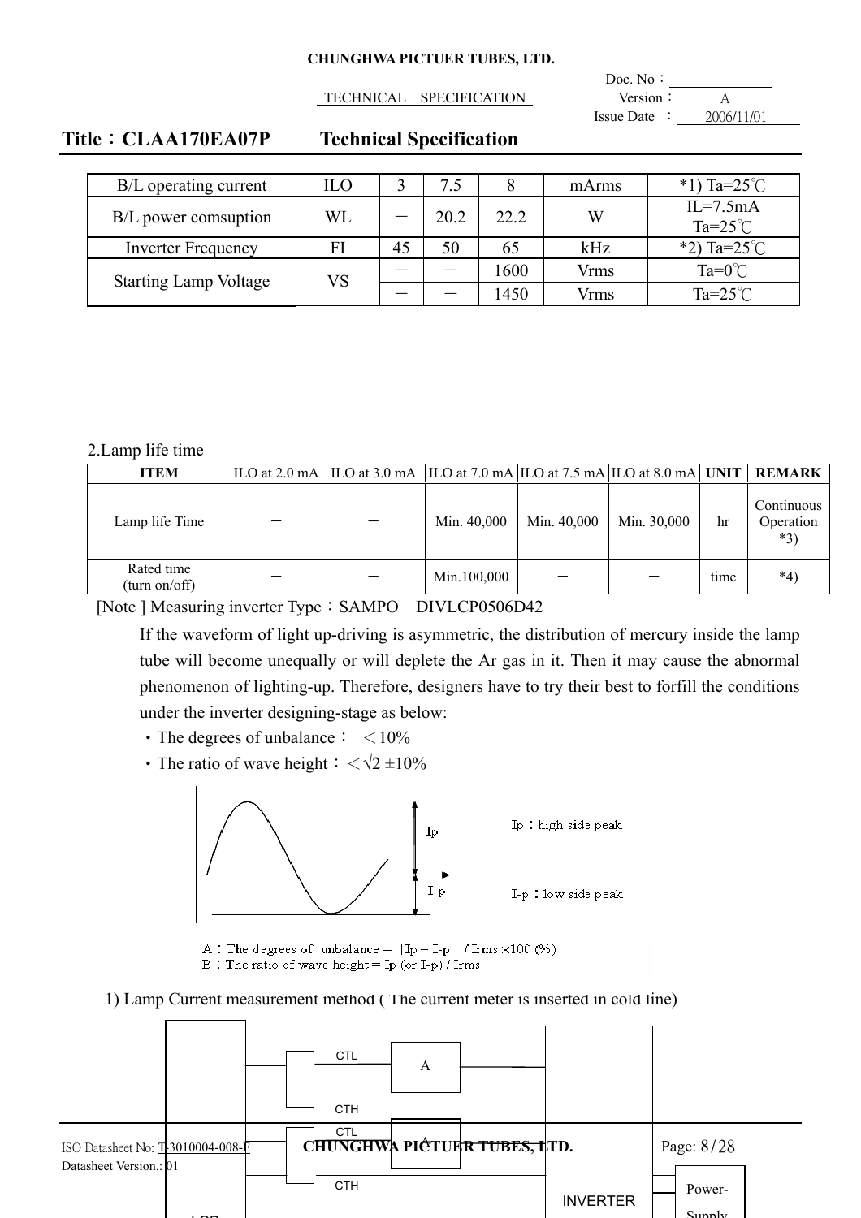**Title：CLAA170EA07P Technical Specification**

| B/L operating current | ILO | 3 | 7.5 | 8 | mArms | *1) Ta=25℃ |
|---|---|---|---|---|---|---|
| B/L power comsuption | WL | － | 20.2 | 22.2 | W | IL=7.5mA Ta=25℃ |
| Inverter Frequency | FI | 45 | 50 | 65 | kHz | *2) Ta=25℃ |
| Starting Lamp Voltage | VS | － | － | 1600 | Vrms | Ta=0℃ |
| | | － | － | 1450 | Vrms | Ta=25℃ |

2.Lamp life time

| ITEM | ILO at 2.0 mA | ILO at 3.0 mA | ILO at 7.0 mA | ILO at 7.5 mA | ILO at 8.0 mA | UNIT | REMARK |
|---|---|---|---|---|---|---|---|
| Lamp life Time | － | － | Min. 40,000 | Min. 40,000 | Min. 30,000 | hr | Continuous Operation *3) |
| Rated time (turn on/off) | － | － | Min.100,000 | － | － | time | *4) |

[Note ] Measuring inverter Type：SAMPO DIVLCP0506D42

If the waveform of light up-driving is asymmetric, the distribution of mercury inside the lamp tube will become unequally or will deplete the Ar gas in it. Then it may cause the abnormal phenomenon of lighting-up. Therefore, designers have to try their best to forfill the conditions under the inverter designing-stage as below:

- The degrees of unbalance： ＜10%
- The ratio of wave height：＜√2 ±10%

Ip：high side peak

I-p：low side peak

A：The degrees of unbalance = |Ip – I-p |/ Irms ×100 (%)

B：The ratio of wave height = Ip (or I-p) / Irms

1) Lamp Current measurement method (The current meter is inserted in cold line)

CTL A CTH CTL A CTH INVERTER Power-Supply LCD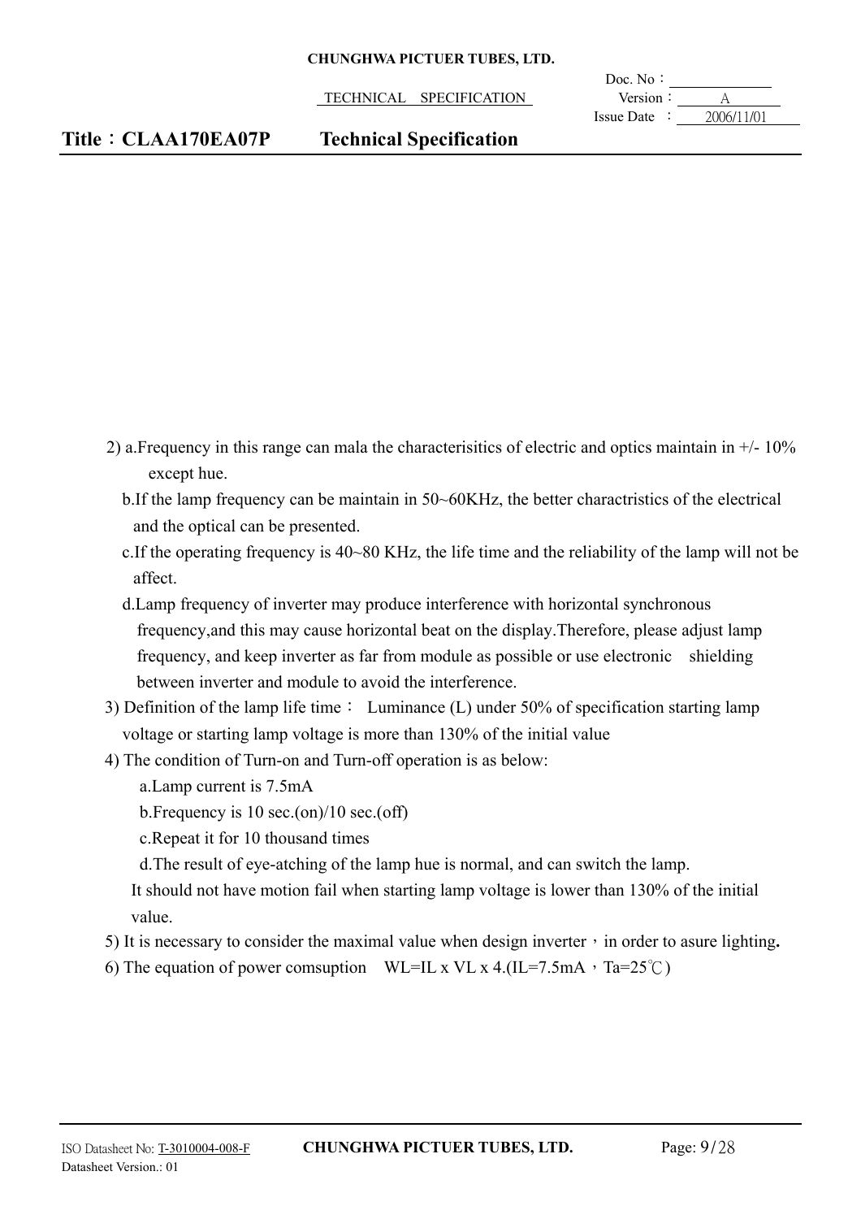2) a.Frequency in this range can mala the characterisitics of electric and optics maintain in +/- 10% except hue.

   b.If the lamp frequency can be maintain in 50~60KHz, the better charactristics of the electrical and the optical can be presented.

   c.If the operating frequency is 40~80 KHz, the life time and the reliability of the lamp will not be affect.

   d.Lamp frequency of inverter may produce interference with horizontal synchronous frequency,and this may cause horizontal beat on the display.Therefore, please adjust lamp frequency, and keep inverter as far from module as possible or use electronic shielding between inverter and module to avoid the interference.

3) Definition of the lamp life time： Luminance (L) under 50% of specification starting lamp voltage or starting lamp voltage is more than 130% of the initial value

4) The condition of Turn-on and Turn-off operation is as below:

   a.Lamp current is 7.5mA

   b.Frequency is 10 sec.(on)/10 sec.(off)

   c.Repeat it for 10 thousand times

   d.The result of eye-atching of the lamp hue is normal, and can switch the lamp.

   It should not have motion fail when starting lamp voltage is lower than 130% of the initial value.

5) It is necessary to consider the maximal value when design inverter，in order to asure lighting**.**

6) The equation of power comsuption WL=IL x VL x 4.(IL=7.5mA，Ta=25℃)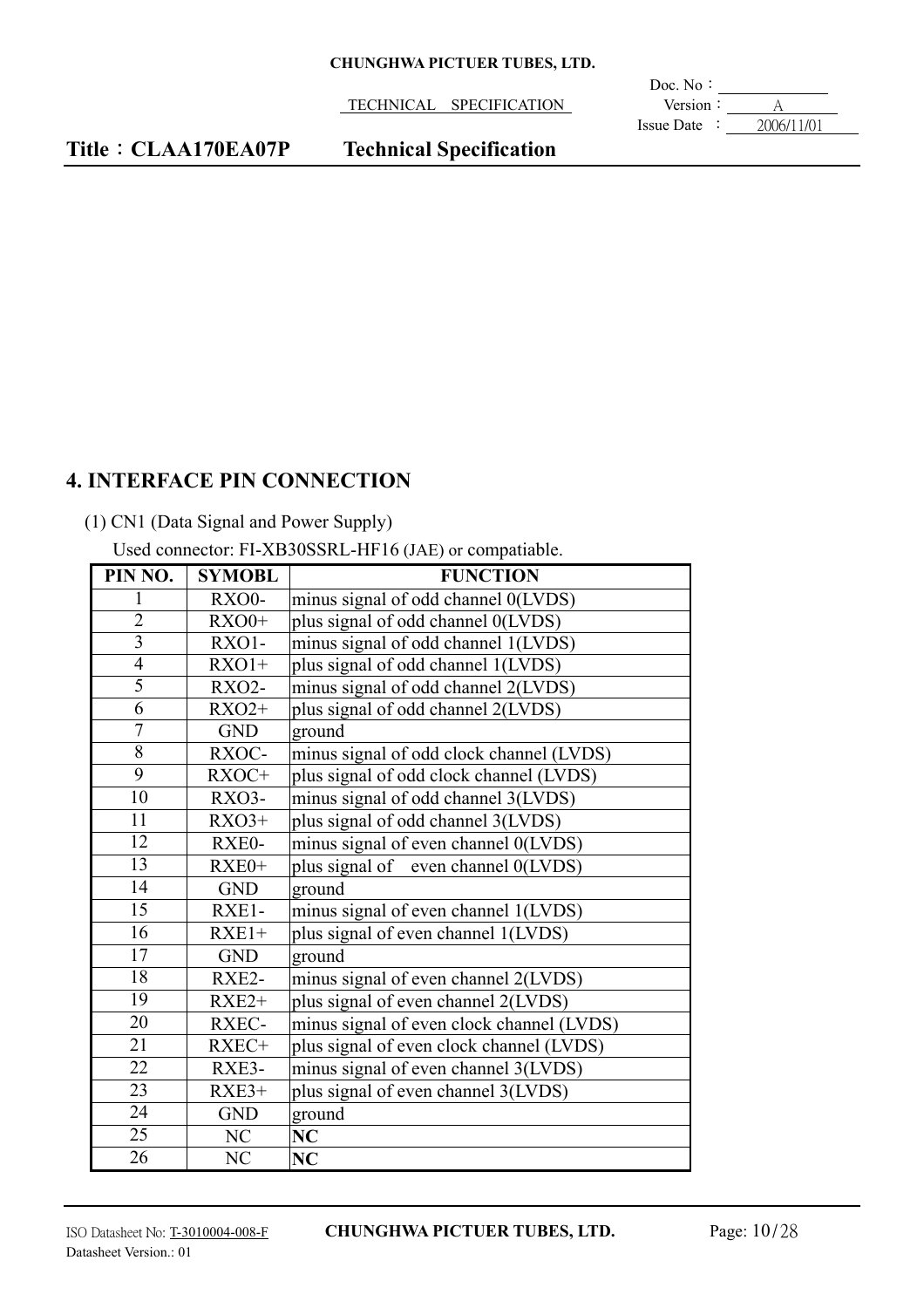## 4. INTERFACE PIN CONNECTION

(1) CN1 (Data Signal and Power Supply)

Used connector: FI-XB30SSRL-HF16 (JAE) or compatiable.

| PIN NO. | SYMOBL | FUNCTION |
|---|---|---|
| 1 | RXO0- | minus signal of odd channel 0(LVDS) |
| 2 | RXO0+ | plus signal of odd channel 0(LVDS) |
| 3 | RXO1- | minus signal of odd channel 1(LVDS) |
| 4 | RXO1+ | plus signal of odd channel 1(LVDS) |
| 5 | RXO2- | minus signal of odd channel 2(LVDS) |
| 6 | RXO2+ | plus signal of odd channel 2(LVDS) |
| 7 | GND | ground |
| 8 | RXOC- | minus signal of odd clock channel (LVDS) |
| 9 | RXOC+ | plus signal of odd clock channel (LVDS) |
| 10 | RXO3- | minus signal of odd channel 3(LVDS) |
| 11 | RXO3+ | plus signal of odd channel 3(LVDS) |
| 12 | RXE0- | minus signal of even channel 0(LVDS) |
| 13 | RXE0+ | plus signal of even channel 0(LVDS) |
| 14 | GND | ground |
| 15 | RXE1- | minus signal of even channel 1(LVDS) |
| 16 | RXE1+ | plus signal of even channel 1(LVDS) |
| 17 | GND | ground |
| 18 | RXE2- | minus signal of even channel 2(LVDS) |
| 19 | RXE2+ | plus signal of even channel 2(LVDS) |
| 20 | RXEC- | minus signal of even clock channel (LVDS) |
| 21 | RXEC+ | plus signal of even clock channel (LVDS) |
| 22 | RXE3- | minus signal of even channel 3(LVDS) |
| 23 | RXE3+ | plus signal of even channel 3(LVDS) |
| 24 | GND | ground |
| 25 | NC | **NC** |
| 26 | NC | **NC** |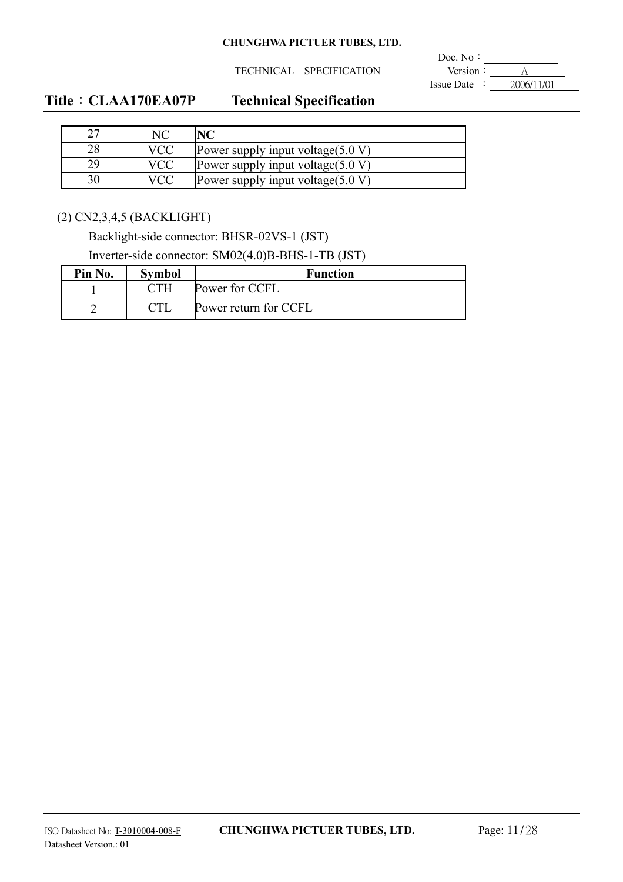| 27 | NC | **NC** |
|---|---|---|
| 28 | VCC | Power supply input voltage(5.0 V) |
| 29 | VCC | Power supply input voltage(5.0 V) |
| 30 | VCC | Power supply input voltage(5.0 V) |

(2) CN2,3,4,5 (BACKLIGHT)

Backlight-side connector: BHSR-02VS-1 (JST)

Inverter-side connector: SM02(4.0)B-BHS-1-TB (JST)

| Pin No. | Symbol | Function |
|---|---|---|
| 1 | CTH | Power for CCFL |
| 2 | CTL | Power return for CCFL |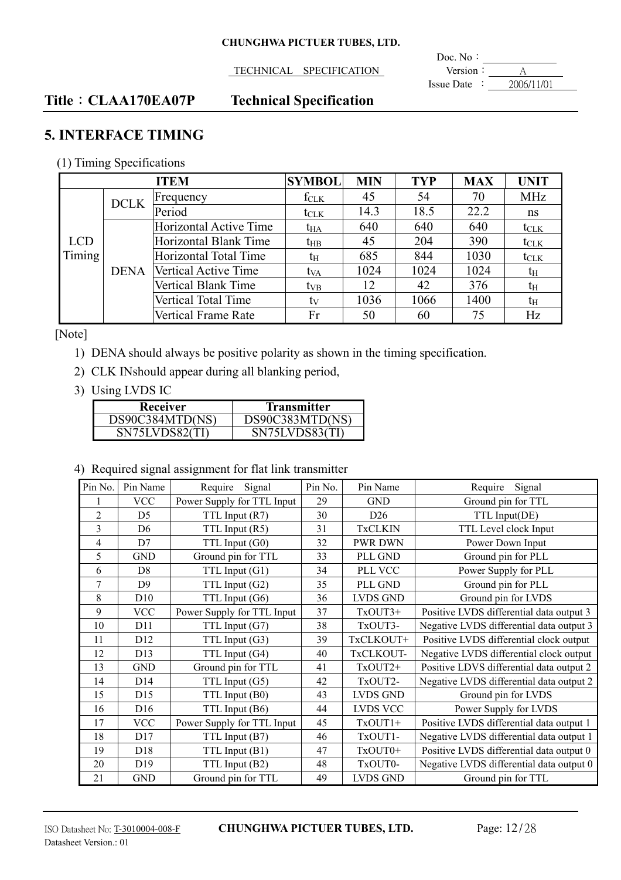# 5. INTERFACE TIMING

(1) Timing Specifications

| ITEM | | | SYMBOL | MIN | TYP | MAX | UNIT |
|---|---|---|---|---|---|---|---|
| LCD Timing | DCLK | Frequency | $f_{CLK}$ | 45 | 54 | 70 | MHz |
| | | Period | $t_{CLK}$ | 14.3 | 18.5 | 22.2 | ns |
| | DENA | Horizontal Active Time | $t_{HA}$ | 640 | 640 | 640 | $t_{CLK}$ |
| | | Horizontal Blank Time | $t_{HB}$ | 45 | 204 | 390 | $t_{CLK}$ |
| | | Horizontal Total Time | $t_{H}$ | 685 | 844 | 1030 | $t_{CLK}$ |
| | | Vertical Active Time | $t_{VA}$ | 1024 | 1024 | 1024 | $t_{H}$ |
| | | Vertical Blank Time | $t_{VB}$ | 12 | 42 | 376 | $t_{H}$ |
| | | Vertical Total Time | $t_{V}$ | 1036 | 1066 | 1400 | $t_{H}$ |
| | | Vertical Frame Rate | Fr | 50 | 60 | 75 | Hz |

[Note]

1) DENA should always be positive polarity as shown in the timing specification.
2) CLK INshould appear during all blanking period,
3) Using LVDS IC

| Receiver | Transmitter |
|---|---|
| DS90C384MTD(NS) | DS90C383MTD(NS) |
| SN75LVDS82(TI) | SN75LVDS83(TI) |

4) Required signal assignment for flat link transmitter

| Pin No. | Pin Name | Require Signal | Pin No. | Pin Name | Require Signal |
|---|---|---|---|---|---|
| 1 | VCC | Power Supply for TTL Input | 29 | GND | Ground pin for TTL |
| 2 | D5 | TTL Input (R7) | 30 | D26 | TTL Input(DE) |
| 3 | D6 | TTL Input (R5) | 31 | TxCLKIN | TTL Level clock Input |
| 4 | D7 | TTL Input (G0) | 32 | PWR DWN | Power Down Input |
| 5 | GND | Ground pin for TTL | 33 | PLL GND | Ground pin for PLL |
| 6 | D8 | TTL Input (G1) | 34 | PLL VCC | Power Supply for PLL |
| 7 | D9 | TTL Input (G2) | 35 | PLL GND | Ground pin for PLL |
| 8 | D10 | TTL Input (G6) | 36 | LVDS GND | Ground pin for LVDS |
| 9 | VCC | Power Supply for TTL Input | 37 | TxOUT3+ | Positive LVDS differential data output 3 |
| 10 | D11 | TTL Input (G7) | 38 | TxOUT3- | Negative LVDS differential data output 3 |
| 11 | D12 | TTL Input (G3) | 39 | TxCLKOUT+ | Positive LVDS differential clock output |
| 12 | D13 | TTL Input (G4) | 40 | TxCLKOUT- | Negative LVDS differential clock output |
| 13 | GND | Ground pin for TTL | 41 | TxOUT2+ | Positive LDVS differential data output 2 |
| 14 | D14 | TTL Input (G5) | 42 | TxOUT2- | Negative LVDS differential data output 2 |
| 15 | D15 | TTL Input (B0) | 43 | LVDS GND | Ground pin for LVDS |
| 16 | D16 | TTL Input (B6) | 44 | LVDS VCC | Power Supply for LVDS |
| 17 | VCC | Power Supply for TTL Input | 45 | TxOUT1+ | Positive LVDS differential data output 1 |
| 18 | D17 | TTL Input (B7) | 46 | TxOUT1- | Negative LVDS differential data output 1 |
| 19 | D18 | TTL Input (B1) | 47 | TxOUT0+ | Positive LVDS differential data output 0 |
| 20 | D19 | TTL Input (B2) | 48 | TxOUT0- | Negative LVDS differential data output 0 |
| 21 | GND | Ground pin for TTL | 49 | LVDS GND | Ground pin for TTL |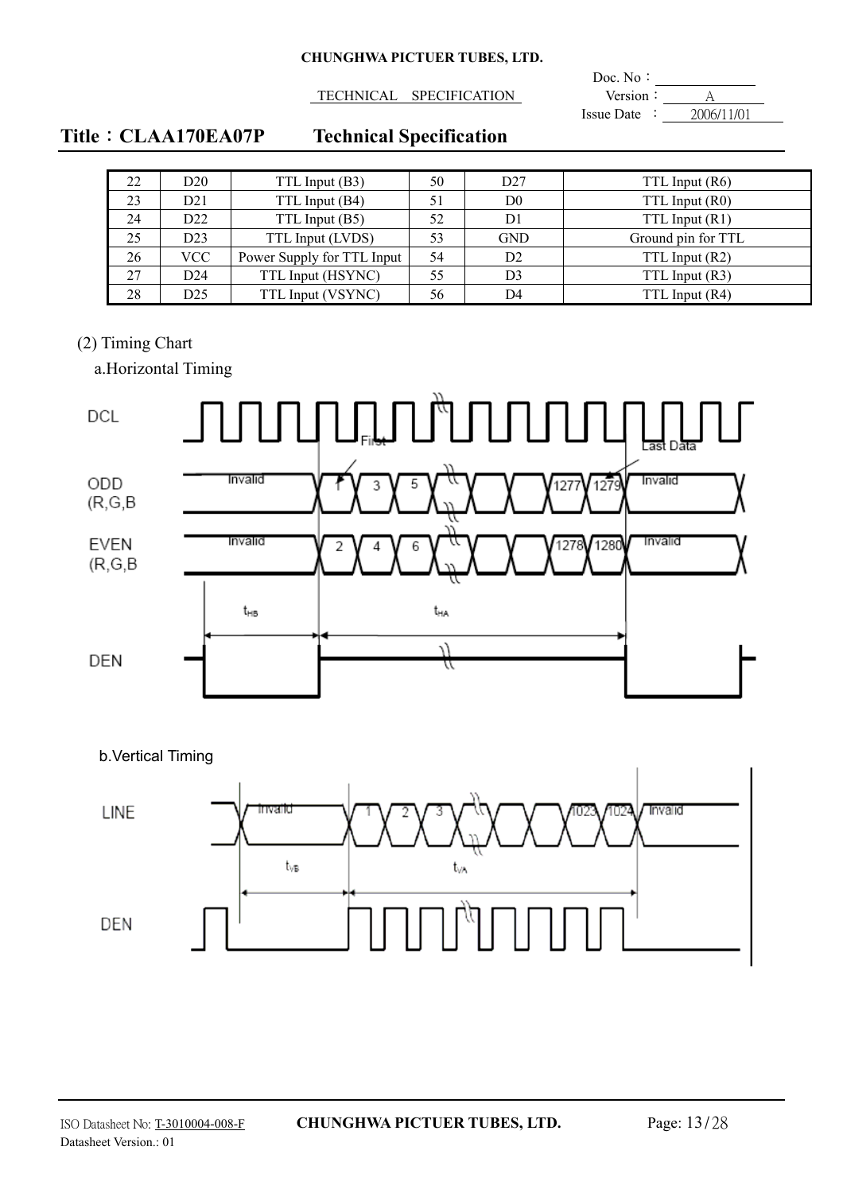| 22 | D20 | TTL Input (B3) | 50 | D27 | TTL Input (R6) |
|---|---|---|---|---|---|
| 23 | D21 | TTL Input (B4) | 51 | D0 | TTL Input (R0) |
| 24 | D22 | TTL Input (B5) | 52 | D1 | TTL Input (R1) |
| 25 | D23 | TTL Input (LVDS) | 53 | GND | Ground pin for TTL |
| 26 | VCC | Power Supply for TTL Input | 54 | D2 | TTL Input (R2) |
| 27 | D24 | TTL Input (HSYNC) | 55 | D3 | TTL Input (R3) |
| 28 | D25 | TTL Input (VSYNC) | 56 | D4 | TTL Input (R4) |

(2) Timing Chart

a.Horizontal Timing

DCL

ODD (R,G,B

EVEN (R,G,B

DEN

First, Last Data, Invalid, 1, 3, 5, 1277, 1279, 2, 4, 6, 1278, 1280

$t_{HB}$ $t_{HA}$

b.Vertical Timing

LINE

DEN

Invalid, 1, 2, 3, 1023, 1024

$t_{VB}$ $t_{VA}$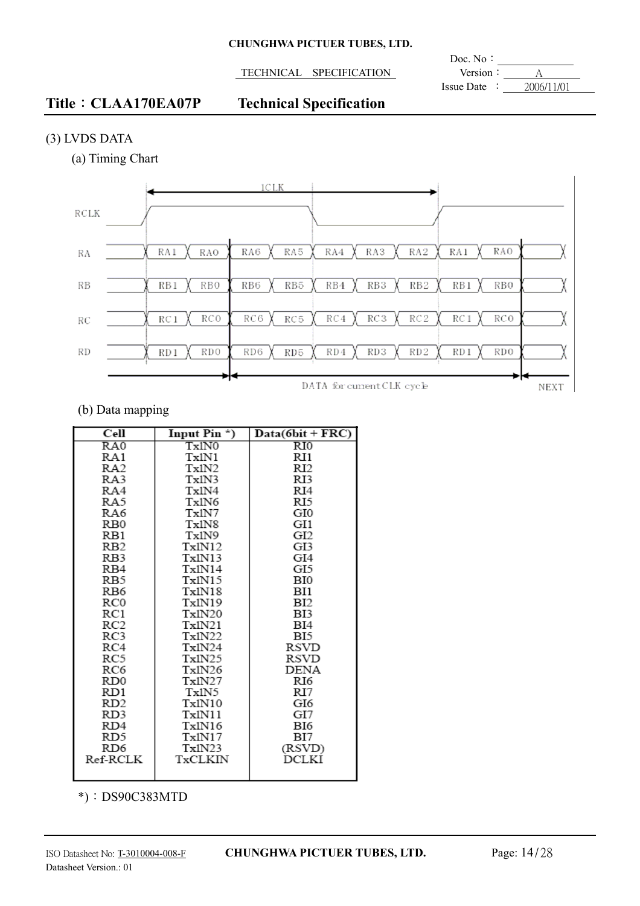**Title：CLAA170EA07P Technical Specification**

(3) LVDS DATA

(a) Timing Chart

1CLK

RCLK

RA: RA1 RA0 RA6 RA5 RA4 RA3 RA2 RA1 RA0

RB: RB1 RB0 RB6 RB5 RB4 RB3 RB2 RB1 RB0

RC: RC1 RC0 RC6 RC5 RC4 RC3 RC2 RC1 RC0

RD: RD1 RD0 RD6 RD5 RD4 RD3 RD2 RD1 RD0

DATA for current CLK cycle — NEXT

(b) Data mapping

| Cell | Input Pin *) | Data(6bit + FRC) |
|---|---|---|
| RA0 | TxIN0 | RI0 |
| RA1 | TxIN1 | RI1 |
| RA2 | TxIN2 | RI2 |
| RA3 | TxIN3 | RI3 |
| RA4 | TxIN4 | RI4 |
| RA5 | TxIN6 | RI5 |
| RA6 | TxIN7 | GI0 |
| RB0 | TxIN8 | GI1 |
| RB1 | TxIN9 | GI2 |
| RB2 | TxIN12 | GI3 |
| RB3 | TxIN13 | GI4 |
| RB4 | TxIN14 | GI5 |
| RB5 | TxIN15 | BI0 |
| RB6 | TxIN18 | BI1 |
| RC0 | TxIN19 | BI2 |
| RC1 | TxIN20 | BI3 |
| RC2 | TxIN21 | BI4 |
| RC3 | TxIN22 | BI5 |
| RC4 | TxIN24 | RSVD |
| RC5 | TxIN25 | RSVD |
| RC6 | TxIN26 | DENA |
| RD0 | TxIN27 | RI6 |
| RD1 | TxIN5 | RI7 |
| RD2 | TxIN10 | GI6 |
| RD3 | TxIN11 | GI7 |
| RD4 | TxIN16 | BI6 |
| RD5 | TxIN17 | BI7 |
| RD6 | TxIN23 | (RSVD) |
| Ref-RCLK | TxCLKIN | DCLKI |

*)：DS90C383MTD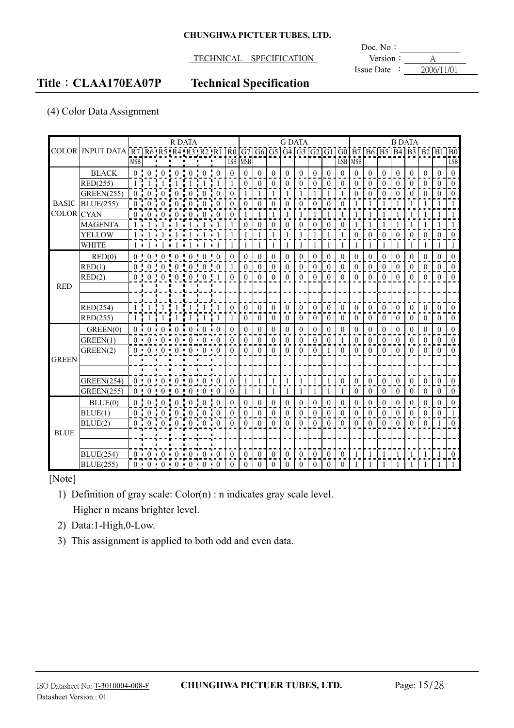## Title：CLAA170EA07P Technical Specification

(4) Color Data Assignment

| COLOR | INPUT DATA | R7 MSB | R6 | R5 | R4 | R3 | R2 | R1 | R0 LSB | G7 MSB | G6 | G5 | G4 | G3 | G2 | G1 | G0 LSB | B7 MSB | B6 | B5 | B4 | B3 | B2 | B1 | B0 LSB |
|---|---|---|---|---|---|---|---|---|---|---|---|---|---|---|---|---|---|---|---|---|---|---|---|---|---|
| BASIC COLOR | BLACK | 0 | 0 | 0 | 0 | 0 | 0 | 0 | 0 | 0 | 0 | 0 | 0 | 0 | 0 | 0 | 0 | 0 | 0 | 0 | 0 | 0 | 0 | 0 | 0 |
| | RED(255) | 1 | 1 | 1 | 1 | 1 | 1 | 1 | 1 | 0 | 0 | 0 | 0 | 0 | 0 | 0 | 0 | 0 | 0 | 0 | 0 | 0 | 0 | 0 | 0 |
| | GREEN(255) | 0 | 0 | 0 | 0 | 0 | 0 | 0 | 0 | 1 | 1 | 1 | 1 | 1 | 1 | 1 | 1 | 0 | 0 | 0 | 0 | 0 | 0 | 0 | 0 |
| | BLUE(255) | 0 | 0 | 0 | 0 | 0 | 0 | 0 | 0 | 0 | 0 | 0 | 0 | 0 | 0 | 0 | 0 | 1 | 1 | 1 | 1 | 1 | 1 | 1 | 1 |
| | CYAN | 0 | 0 | 0 | 0 | 0 | 0 | 0 | 0 | 1 | 1 | 1 | 1 | 1 | 1 | 1 | 1 | 1 | 1 | 1 | 1 | 1 | 1 | 1 | 1 |
| | MAGENTA | 1 | 1 | 1 | 1 | 1 | 1 | 1 | 1 | 0 | 0 | 0 | 0 | 0 | 0 | 0 | 0 | 1 | 1 | 1 | 1 | 1 | 1 | 1 | 1 |
| | YELLOW | 1 | 1 | 1 | 1 | 1 | 1 | 1 | 1 | 1 | 1 | 1 | 1 | 1 | 1 | 1 | 1 | 0 | 0 | 0 | 0 | 0 | 0 | 0 | 0 |
| | WHITE | 1 | 1 | 1 | 1 | 1 | 1 | 1 | 1 | 1 | 1 | 1 | 1 | 1 | 1 | 1 | 1 | 1 | 1 | 1 | 1 | 1 | 1 | 1 | 1 |
| RED | RED(0) | 0 | 0 | 0 | 0 | 0 | 0 | 0 | 0 | 0 | 0 | 0 | 0 | 0 | 0 | 0 | 0 | 0 | 0 | 0 | 0 | 0 | 0 | 0 | 0 |
| | RED(1) | 0 | 0 | 0 | 0 | 0 | 0 | 0 | 1 | 0 | 0 | 0 | 0 | 0 | 0 | 0 | 0 | 0 | 0 | 0 | 0 | 0 | 0 | 0 | 0 |
| | RED(2) | 0 | 0 | 0 | 0 | 0 | 0 | 1 | 0 | 0 | 0 | 0 | 0 | 0 | 0 | 0 | 0 | 0 | 0 | 0 | 0 | 0 | 0 | 0 | 0 |
| | | | | | | | | | | | | | | | | | | | | | | | | | |
| | | | | | | | | | | | | | | | | | | | | | | | | | |
| | RED(254) | 1 | 1 | 1 | 1 | 1 | 1 | 1 | 0 | 0 | 0 | 0 | 0 | 0 | 0 | 0 | 0 | 0 | 0 | 0 | 0 | 0 | 0 | 0 | 0 |
| | RED(255) | 1 | 1 | 1 | 1 | 1 | 1 | 1 | 1 | 0 | 0 | 0 | 0 | 0 | 0 | 0 | 0 | 0 | 0 | 0 | 0 | 0 | 0 | 0 | 0 |
| GREEN | GREEN(0) | 0 | 0 | 0 | 0 | 0 | 0 | 0 | 0 | 0 | 0 | 0 | 0 | 0 | 0 | 0 | 0 | 0 | 0 | 0 | 0 | 0 | 0 | 0 | 0 |
| | GREEN(1) | 0 | 0 | 0 | 0 | 0 | 0 | 0 | 0 | 0 | 0 | 0 | 0 | 0 | 0 | 0 | 1 | 0 | 0 | 0 | 0 | 0 | 0 | 0 | 0 |
| | GREEN(2) | 0 | 0 | 0 | 0 | 0 | 0 | 0 | 0 | 0 | 0 | 0 | 0 | 0 | 0 | 1 | 0 | 0 | 0 | 0 | 0 | 0 | 0 | 0 | 0 |
| | | | | | | | | | | | | | | | | | | | | | | | | | |
| | | | | | | | | | | | | | | | | | | | | | | | | | |
| | GREEN(254) | 0 | 0 | 0 | 0 | 0 | 0 | 0 | 0 | 1 | 1 | 1 | 1 | 1 | 1 | 1 | 0 | 0 | 0 | 0 | 0 | 0 | 0 | 0 | 0 |
| | GREEN(255) | 0 | 0 | 0 | 0 | 0 | 0 | 0 | 0 | 1 | 1 | 1 | 1 | 1 | 1 | 1 | 1 | 0 | 0 | 0 | 0 | 0 | 0 | 0 | 0 |
| BLUE | BLUE(0) | 0 | 0 | 0 | 0 | 0 | 0 | 0 | 0 | 0 | 0 | 0 | 0 | 0 | 0 | 0 | 0 | 0 | 0 | 0 | 0 | 0 | 0 | 0 | 0 |
| | BLUE(1) | 0 | 0 | 0 | 0 | 0 | 0 | 0 | 0 | 0 | 0 | 0 | 0 | 0 | 0 | 0 | 0 | 0 | 0 | 0 | 0 | 0 | 0 | 0 | 1 |
| | BLUE(2) | 0 | 0 | 0 | 0 | 0 | 0 | 0 | 0 | 0 | 0 | 0 | 0 | 0 | 0 | 0 | 0 | 0 | 0 | 0 | 0 | 0 | 0 | 1 | 0 |
| | | | | | | | | | | | | | | | | | | | | | | | | | |
| | | | | | | | | | | | | | | | | | | | | | | | | | |
| | BLUE(254) | 0 | 0 | 0 | 0 | 0 | 0 | 0 | 0 | 0 | 0 | 0 | 0 | 0 | 0 | 0 | 0 | 1 | 1 | 1 | 1 | 1 | 1 | 1 | 0 |
| | BLUE(255) | 0 | 0 | 0 | 0 | 0 | 0 | 0 | 0 | 0 | 0 | 0 | 0 | 0 | 0 | 0 | 0 | 1 | 1 | 1 | 1 | 1 | 1 | 1 | 1 |

[Note]

1) Definition of gray scale: Color(n) : n indicates gray scale level.
   Higher n means brighter level.
2) Data:1-High,0-Low.
3) This assignment is applied to both odd and even data.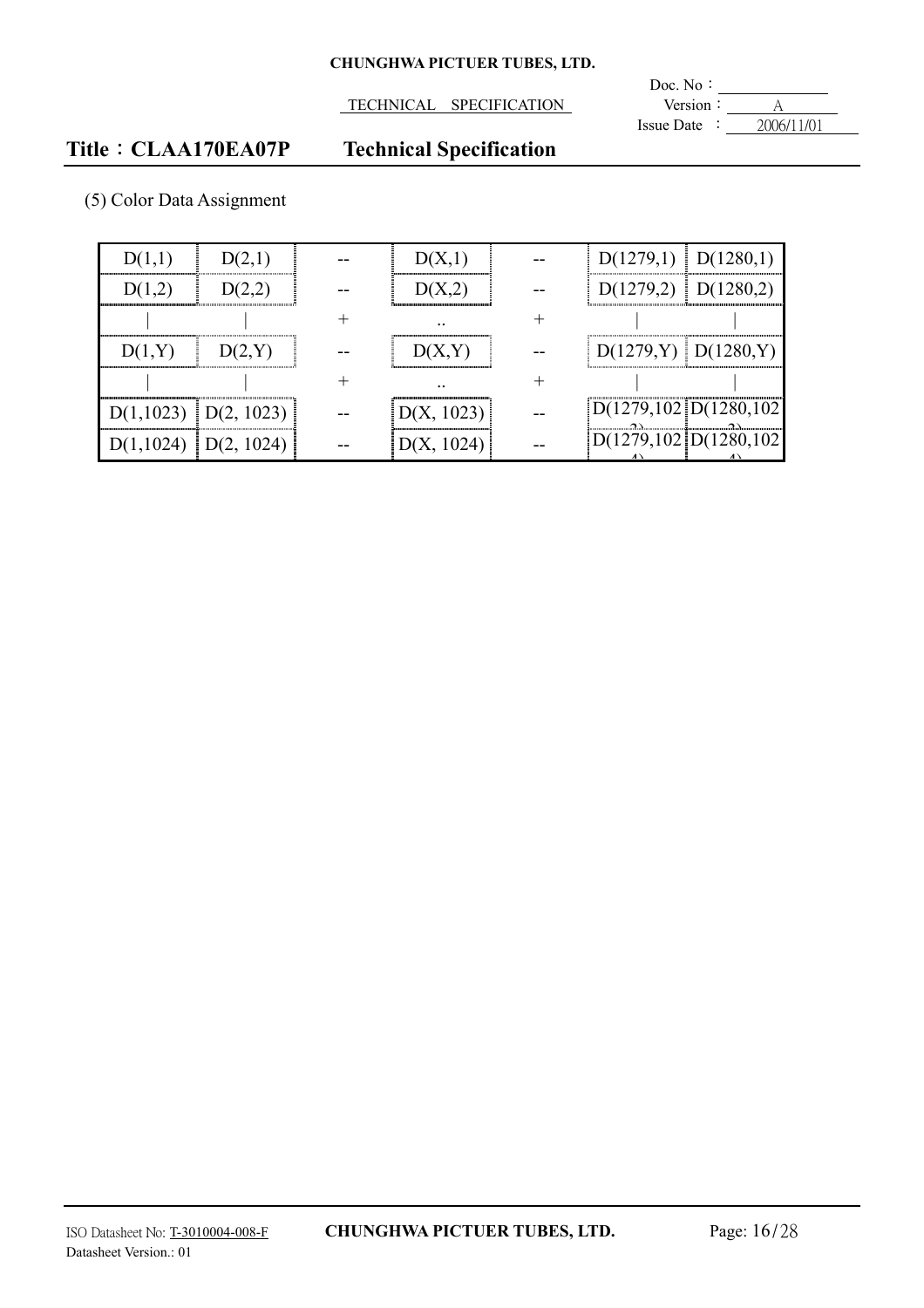(5) Color Data Assignment

| D(1,1) | D(2,1) | -- | D(X,1) | -- | D(1279,1) | D(1280,1) |
|---|---|---|---|---|---|---|
| D(1,2) | D(2,2) | -- | D(X,2) | -- | D(1279,2) | D(1280,2) |
| \| | \| | + | .. | + | \| | \| |
| D(1,Y) | D(2,Y) | -- | D(X,Y) | -- | D(1279,Y) | D(1280,Y) |
| \| | \| | + | .. | + | \| | \| |
| D(1,1023) | D(2, 1023) | -- | D(X, 1023) | -- | D(1279,1023) | D(1280,1023) |
| D(1,1024) | D(2, 1024) | -- | D(X, 1024) | -- | D(1279,1024) | D(1280,1024) |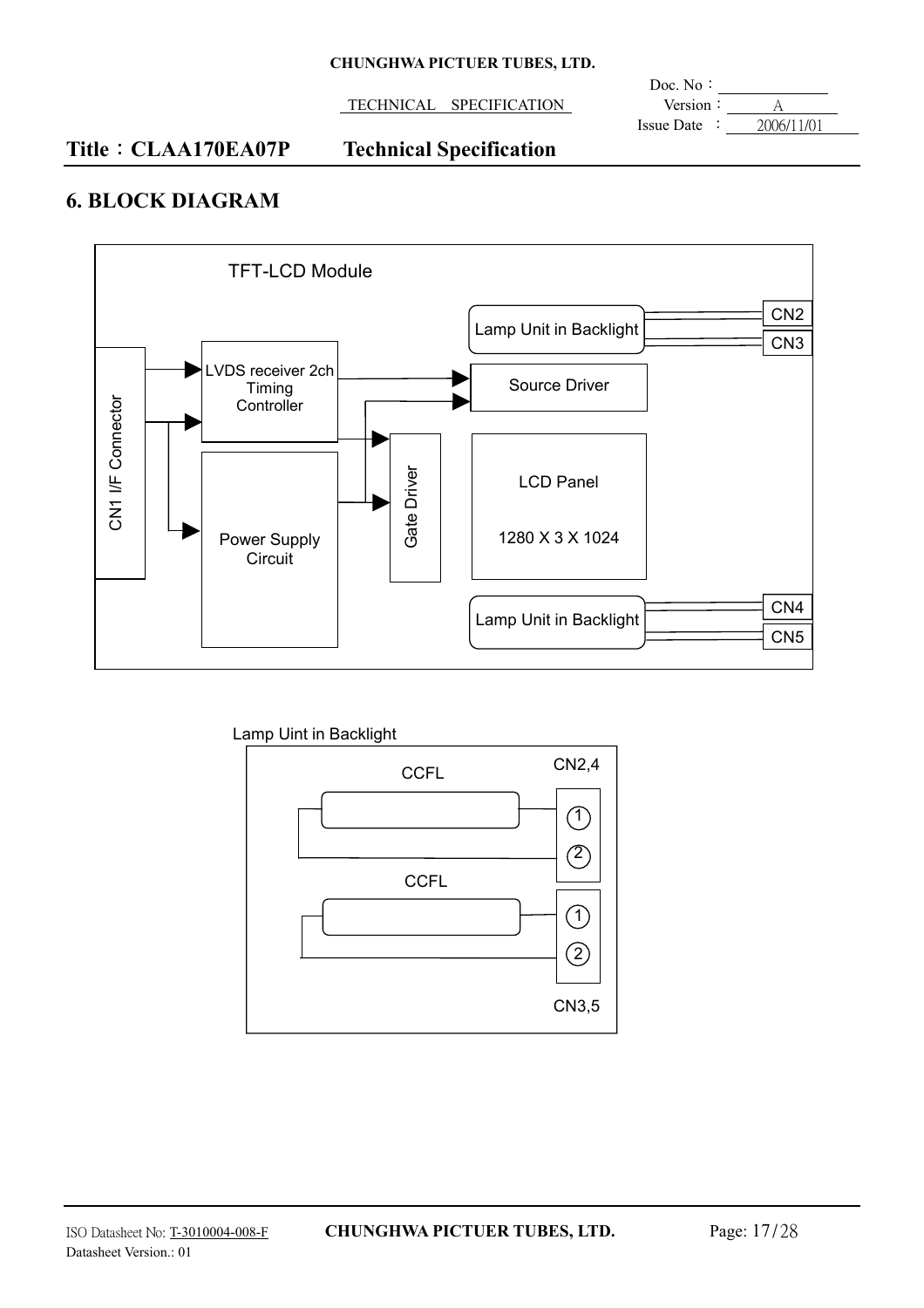# 6. BLOCK DIAGRAM

TFT-LCD Module

CN1 I/F Connector

LVDS receiver 2ch Timing Controller

Power Supply Circuit

Gate Driver

Source Driver

LCD Panel

1280 X 3 X 1024

Lamp Unit in Backlight

CN2

CN3

Lamp Unit in Backlight

CN4

CN5

Lamp Uint in Backlight

CCFL

CN2,4

1

2

CCFL

1

2

CN3,5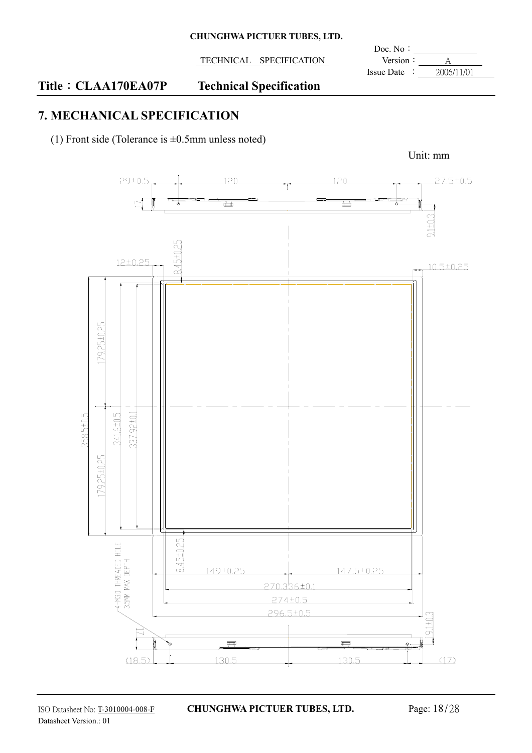# 7. MECHANICAL SPECIFICATION

(1) Front side (Tolerance is ±0.5mm unless noted)

Unit: mm

29±0.5 120 120 27.5±0.5

17

9.1±0.3

12±0.25 8.45±0.25 10.5±0.25

179.25±0.25

358.5±0.5 341.6±0.5 337.92±0.1

179.25±0.25

8.45±0.25

4-M3.0 THREADED HOLE 3.5MM MAX DEPTH

149±0.25 147.5±0.25

270.336±0.1

274±0.5

296.5±0.5

17 9.1±0.3

(18.5) 130.5 130.5 (17)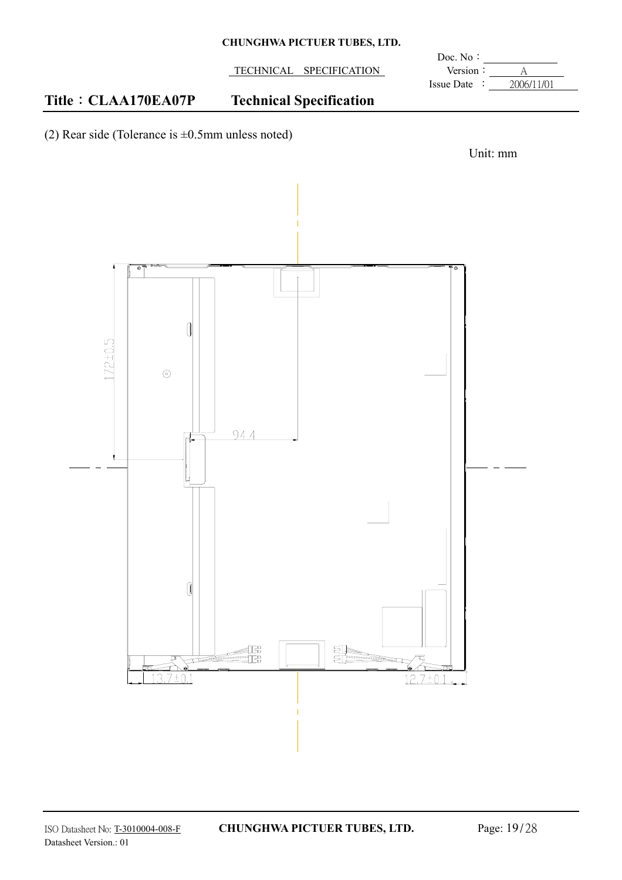(2) Rear side (Tolerance is ±0.5mm unless noted)

Unit: mm

172±0.5

94.4

13.7±0.1

12.7±0.1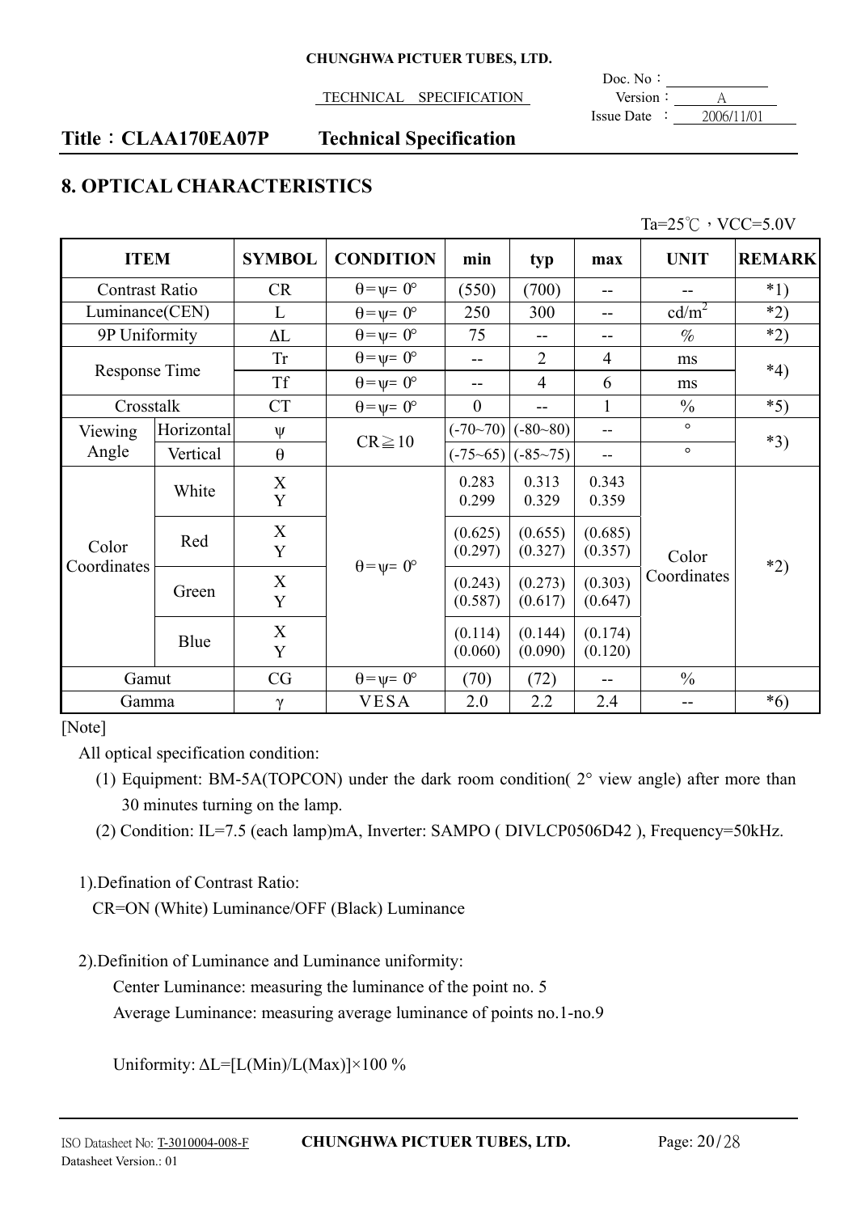## Title：CLAA170EA07P Technical Specification

## 8. OPTICAL CHARACTERISTICS

Ta=25℃，VCC=5.0V

| ITEM | | SYMBOL | CONDITION | min | typ | max | UNIT | REMARK |
|---|---|---|---|---|---|---|---|---|
| Contrast Ratio | | CR | θ=ψ= 0° | (550) | (700) | -- | -- | *1) |
| Luminance(CEN) | | L | θ=ψ= 0° | 250 | 300 | -- | cd/m² | *2) |
| 9P Uniformity | | ΔL | θ=ψ= 0° | 75 | -- | -- | % | *2) |
| Response Time | | Tr | θ=ψ= 0° | -- | 2 | 4 | ms | *4) |
| | | Tf | θ=ψ= 0° | -- | 4 | 6 | ms | |
| Crosstalk | | CT | θ=ψ= 0° | 0 | -- | 1 | % | *5) |
| Viewing Angle | Horizontal | ψ | CR≧10 | (-70~70) | (-80~80) | -- | ° | *3) |
| | Vertical | θ | | (-75~65) | (-85~75) | -- | ° | |
| Color Coordinates | White | X<br>Y | θ=ψ= 0° | 0.283<br>0.299 | 0.313<br>0.329 | 0.343<br>0.359 | Color Coordinates | *2) |
| | Red | X<br>Y | | (0.625)<br>(0.297) | (0.655)<br>(0.327) | (0.685)<br>(0.357) | | |
| | Green | X<br>Y | | (0.243)<br>(0.587) | (0.273)<br>(0.617) | (0.303)<br>(0.647) | | |
| | Blue | X<br>Y | | (0.114)<br>(0.060) | (0.144)<br>(0.090) | (0.174)<br>(0.120) | | |
| Gamut | | CG | θ=ψ= 0° | (70) | (72) | -- | % | |
| Gamma | | γ | VESA | 2.0 | 2.2 | 2.4 | -- | *6) |

[Note]

All optical specification condition:

(1) Equipment: BM-5A(TOPCON) under the dark room condition( 2° view angle) after more than 30 minutes turning on the lamp.

(2) Condition: IL=7.5 (each lamp)mA, Inverter: SAMPO ( DIVLCP0506D42 ), Frequency=50kHz.

1).Defination of Contrast Ratio:

CR=ON (White) Luminance/OFF (Black) Luminance

2).Definition of Luminance and Luminance uniformity:

Center Luminance: measuring the luminance of the point no. 5

Average Luminance: measuring average luminance of points no.1-no.9

Uniformity: $\Delta L=[L(Min)/L(Max)]\times 100$ %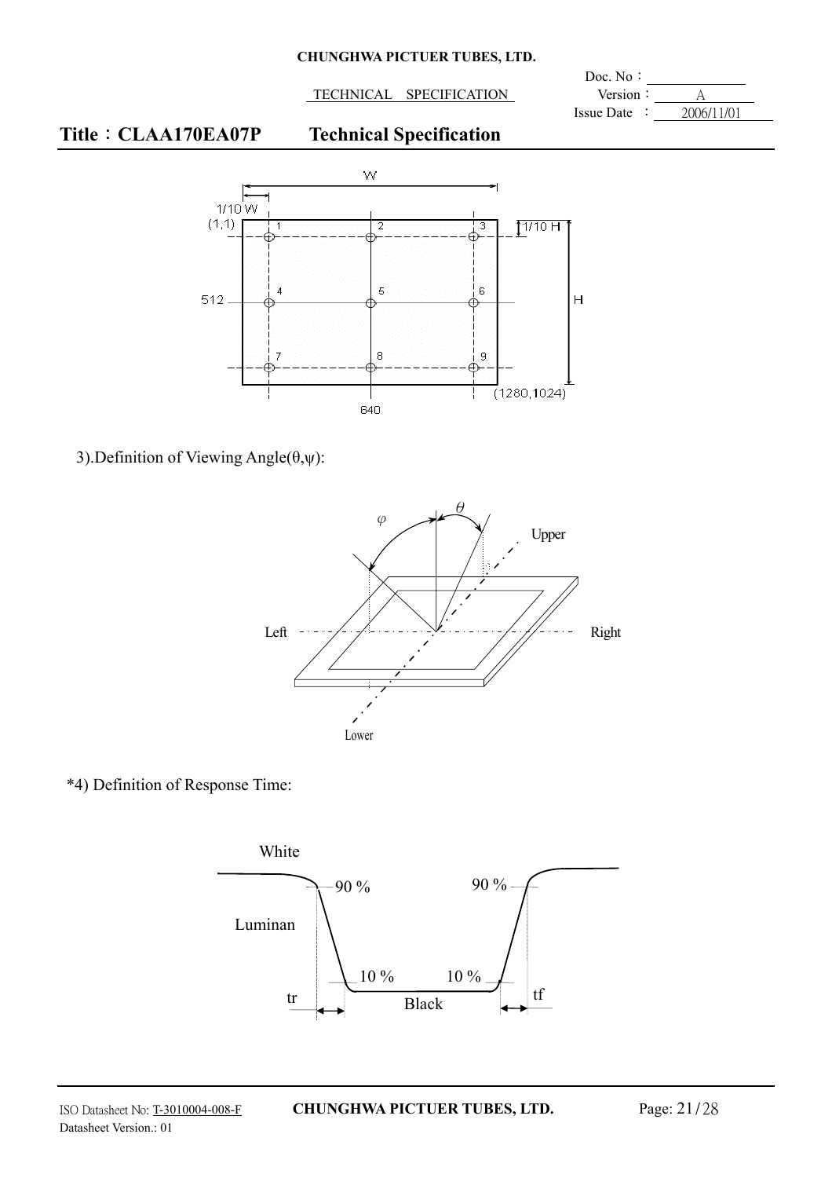## Title：CLAA170EA07P Technical Specification

3).Definition of Viewing Angle(θ,ψ):

*4) Definition of Response Time: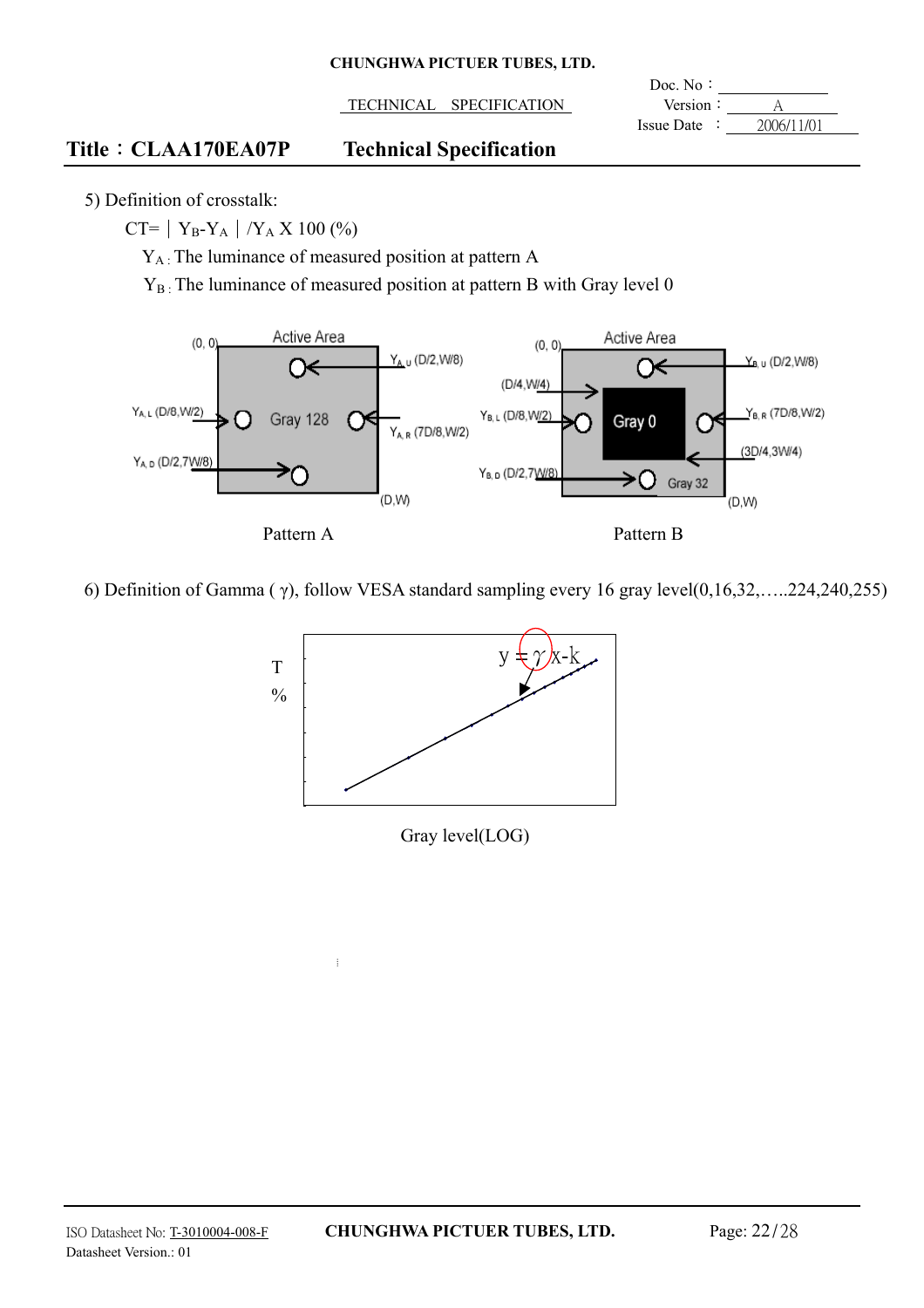5) Definition of crosstalk:

$CT = | Y_B - Y_A | / Y_A \times 100$ (%)

$Y_A$ : The luminance of measured position at pattern A

$Y_B$ : The luminance of measured position at pattern B with Gray level 0

Active Area

(0, 0)

$Y_{A,U}$ (D/2,W/8)

$Y_{A,L}$ (D/8,W/2)

Gray 128

$Y_{A,R}$ (7D/8,W/2)

$Y_{A,D}$ (D/2,7W/8)

(D,W)

Pattern A

Active Area

(0, 0)

$Y_{B,U}$ (D/2,W/8)

(D/4,W/4)

$Y_{B,L}$ (D/8,W/2)

Gray 0

$Y_{B,R}$ (7D/8,W/2)

(3D/4,3W/4)

$Y_{B,D}$ (D/2,7W/8)

Gray 32

(D,W)

Pattern B

6) Definition of Gamma ( γ), follow VESA standard sampling every 16 gray level(0,16,32,…..224,240,255)

$y = \gamma x - k$

T %

Gray level(LOG)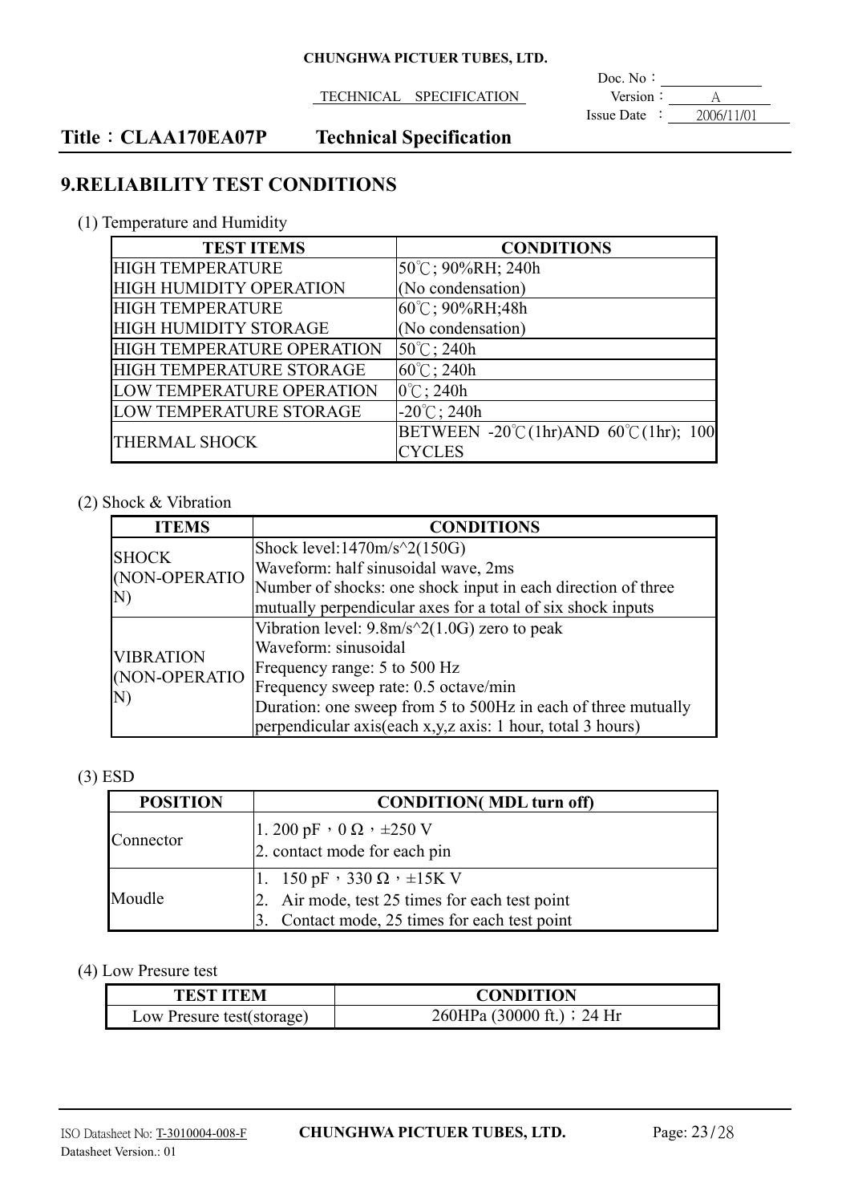## 9.RELIABILITY TEST CONDITIONS

(1) Temperature and Humidity

| TEST ITEMS | CONDITIONS |
|---|---|
| HIGH TEMPERATURE HIGH HUMIDITY OPERATION | 50℃; 90%RH; 240h (No condensation) |
| HIGH TEMPERATURE HIGH HUMIDITY STORAGE | 60℃; 90%RH;48h (No condensation) |
| HIGH TEMPERATURE OPERATION | 50℃; 240h |
| HIGH TEMPERATURE STORAGE | 60℃; 240h |
| LOW TEMPERATURE OPERATION | 0℃; 240h |
| LOW TEMPERATURE STORAGE | -20℃; 240h |
| THERMAL SHOCK | BETWEEN -20℃(1hr)AND 60℃(1hr); 100 CYCLES |

(2) Shock & Vibration

| ITEMS | CONDITIONS |
|---|---|
| SHOCK (NON-OPERATION) | Shock level:1470m/s^2(150G)<br>Waveform: half sinusoidal wave, 2ms<br>Number of shocks: one shock input in each direction of three mutually perpendicular axes for a total of six shock inputs |
| VIBRATION (NON-OPERATION) | Vibration level: 9.8m/s^2(1.0G) zero to peak<br>Waveform: sinusoidal<br>Frequency range: 5 to 500 Hz<br>Frequency sweep rate: 0.5 octave/min<br>Duration: one sweep from 5 to 500Hz in each of three mutually perpendicular axis(each x,y,z axis: 1 hour, total 3 hours) |

(3) ESD

| POSITION | CONDITION( MDL turn off) |
|---|---|
| Connector | 1. 200 pF，0 Ω，±250 V<br>2. contact mode for each pin |
| Moudle | 1. 150 pF，330 Ω，±15K V<br>2. Air mode, test 25 times for each test point<br>3. Contact mode, 25 times for each test point |

(4) Low Presure test

| TEST ITEM | CONDITION |
|---|---|
| Low Presure test(storage) | 260HPa (30000 ft.)；24 Hr |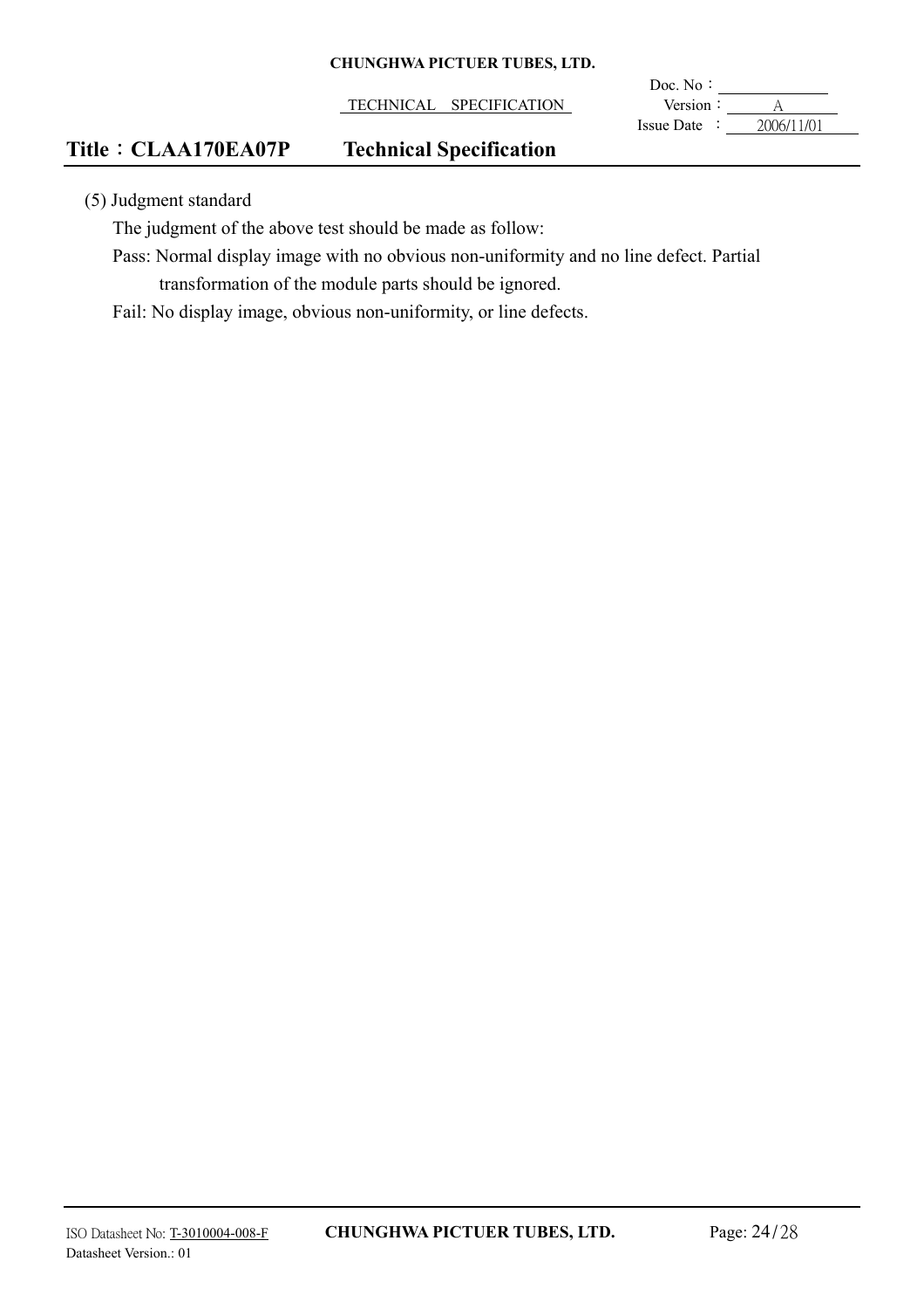(5) Judgment standard

The judgment of the above test should be made as follow:

Pass: Normal display image with no obvious non-uniformity and no line defect. Partial transformation of the module parts should be ignored.

Fail: No display image, obvious non-uniformity, or line defects.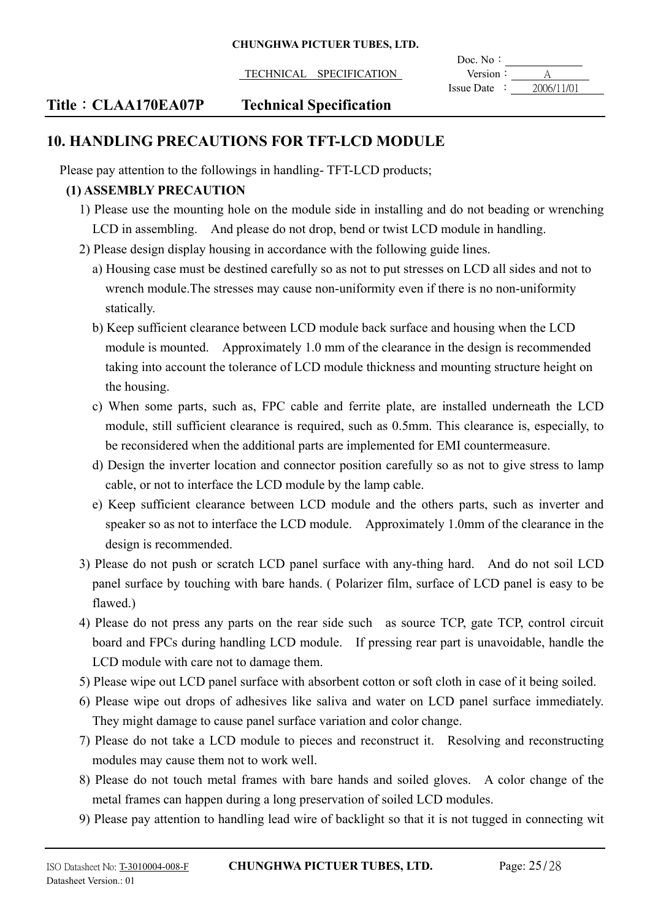## 10. HANDLING PRECAUTIONS FOR TFT-LCD MODULE

Please pay attention to the followings in handling- TFT-LCD products;

### (1) ASSEMBLY PRECAUTION

1) Please use the mounting hole on the module side in installing and do not beading or wrenching LCD in assembling.  And please do not drop, bend or twist LCD module in handling.
2) Please design display housing in accordance with the following guide lines.
   a) Housing case must be destined carefully so as not to put stresses on LCD all sides and not to wrench module.The stresses may cause non-uniformity even if there is no non-uniformity statically.
   b) Keep sufficient clearance between LCD module back surface and housing when the LCD module is mounted.  Approximately 1.0 mm of the clearance in the design is recommended taking into account the tolerance of LCD module thickness and mounting structure height on the housing.
   c) When some parts, such as, FPC cable and ferrite plate, are installed underneath the LCD module, still sufficient clearance is required, such as 0.5mm. This clearance is, especially, to be reconsidered when the additional parts are implemented for EMI countermeasure.
   d) Design the inverter location and connector position carefully so as not to give stress to lamp cable, or not to interface the LCD module by the lamp cable.
   e) Keep sufficient clearance between LCD module and the others parts, such as inverter and speaker so as not to interface the LCD module.  Approximately 1.0mm of the clearance in the design is recommended.
3) Please do not push or scratch LCD panel surface with any-thing hard.  And do not soil LCD panel surface by touching with bare hands. ( Polarizer film, surface of LCD panel is easy to be flawed.)
4) Please do not press any parts on the rear side such  as source TCP, gate TCP, control circuit board and FPCs during handling LCD module.  If pressing rear part is unavoidable, handle the LCD module with care not to damage them.
5) Please wipe out LCD panel surface with absorbent cotton or soft cloth in case of it being soiled.
6) Please wipe out drops of adhesives like saliva and water on LCD panel surface immediately. They might damage to cause panel surface variation and color change.
7) Please do not take a LCD module to pieces and reconstruct it.  Resolving and reconstructing modules may cause them not to work well.
8) Please do not touch metal frames with bare hands and soiled gloves.  A color change of the metal frames can happen during a long preservation of soiled LCD modules.
9) Please pay attention to handling lead wire of backlight so that it is not tugged in connecting wit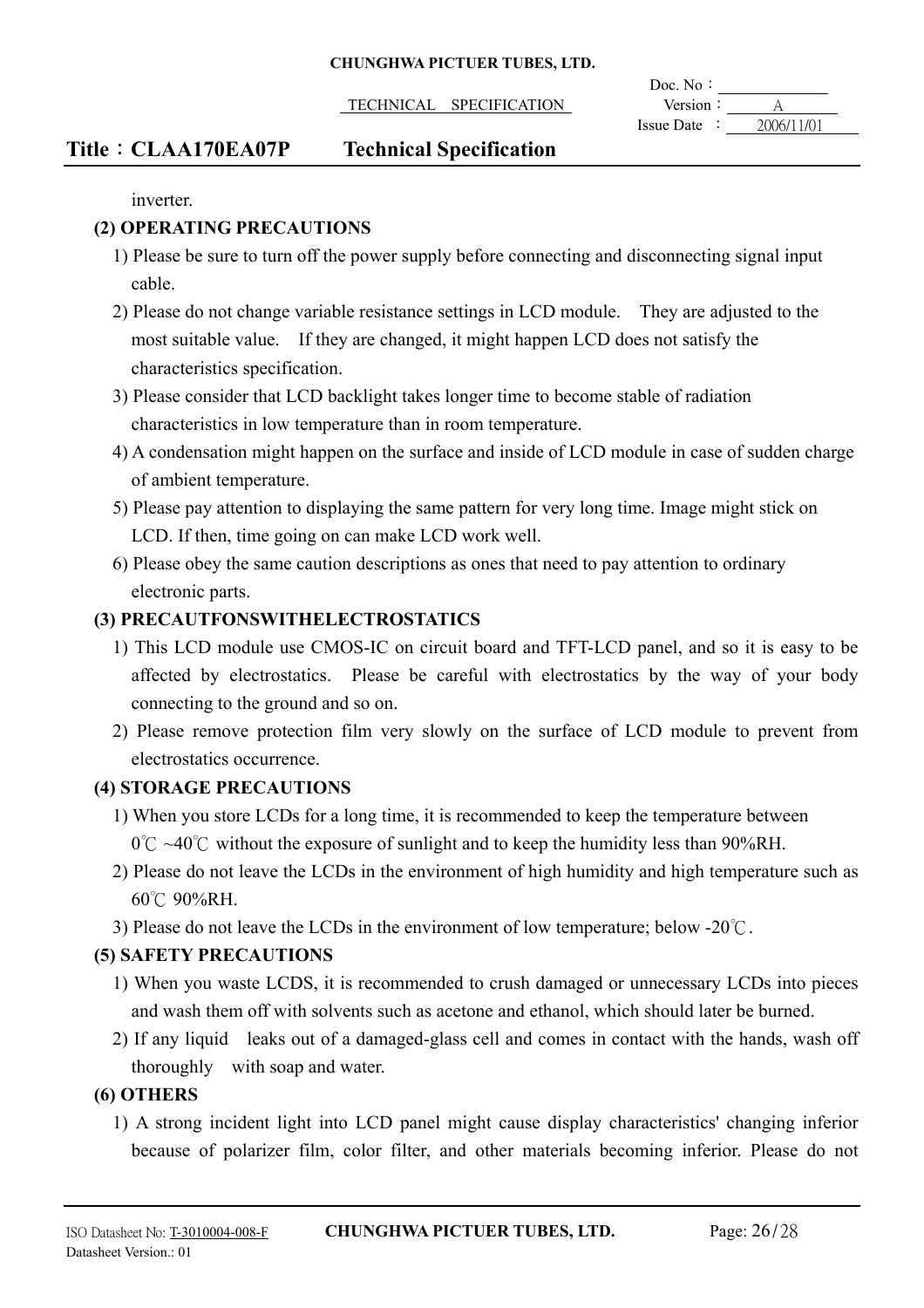inverter.

**(2) OPERATING PRECAUTIONS**

1) Please be sure to turn off the power supply before connecting and disconnecting signal input cable.

2) Please do not change variable resistance settings in LCD module. They are adjusted to the most suitable value. If they are changed, it might happen LCD does not satisfy the characteristics specification.

3) Please consider that LCD backlight takes longer time to become stable of radiation characteristics in low temperature than in room temperature.

4) A condensation might happen on the surface and inside of LCD module in case of sudden charge of ambient temperature.

5) Please pay attention to displaying the same pattern for very long time. Image might stick on LCD. If then, time going on can make LCD work well.

6) Please obey the same caution descriptions as ones that need to pay attention to ordinary electronic parts.

**(3) PRECAUTFONSWITHELECTROSTATICS**

1) This LCD module use CMOS-IC on circuit board and TFT-LCD panel, and so it is easy to be affected by electrostatics. Please be careful with electrostatics by the way of your body connecting to the ground and so on.

2) Please remove protection film very slowly on the surface of LCD module to prevent from electrostatics occurrence.

**(4) STORAGE PRECAUTIONS**

1) When you store LCDs for a long time, it is recommended to keep the temperature between 0℃ ~40℃ without the exposure of sunlight and to keep the humidity less than 90%RH.

2) Please do not leave the LCDs in the environment of high humidity and high temperature such as 60℃ 90%RH.

3) Please do not leave the LCDs in the environment of low temperature; below -20℃.

**(5) SAFETY PRECAUTIONS**

1) When you waste LCDS, it is recommended to crush damaged or unnecessary LCDs into pieces and wash them off with solvents such as acetone and ethanol, which should later be burned.

2) If any liquid leaks out of a damaged-glass cell and comes in contact with the hands, wash off thoroughly with soap and water.

**(6) OTHERS**

1) A strong incident light into LCD panel might cause display characteristics' changing inferior because of polarizer film, color filter, and other materials becoming inferior. Please do not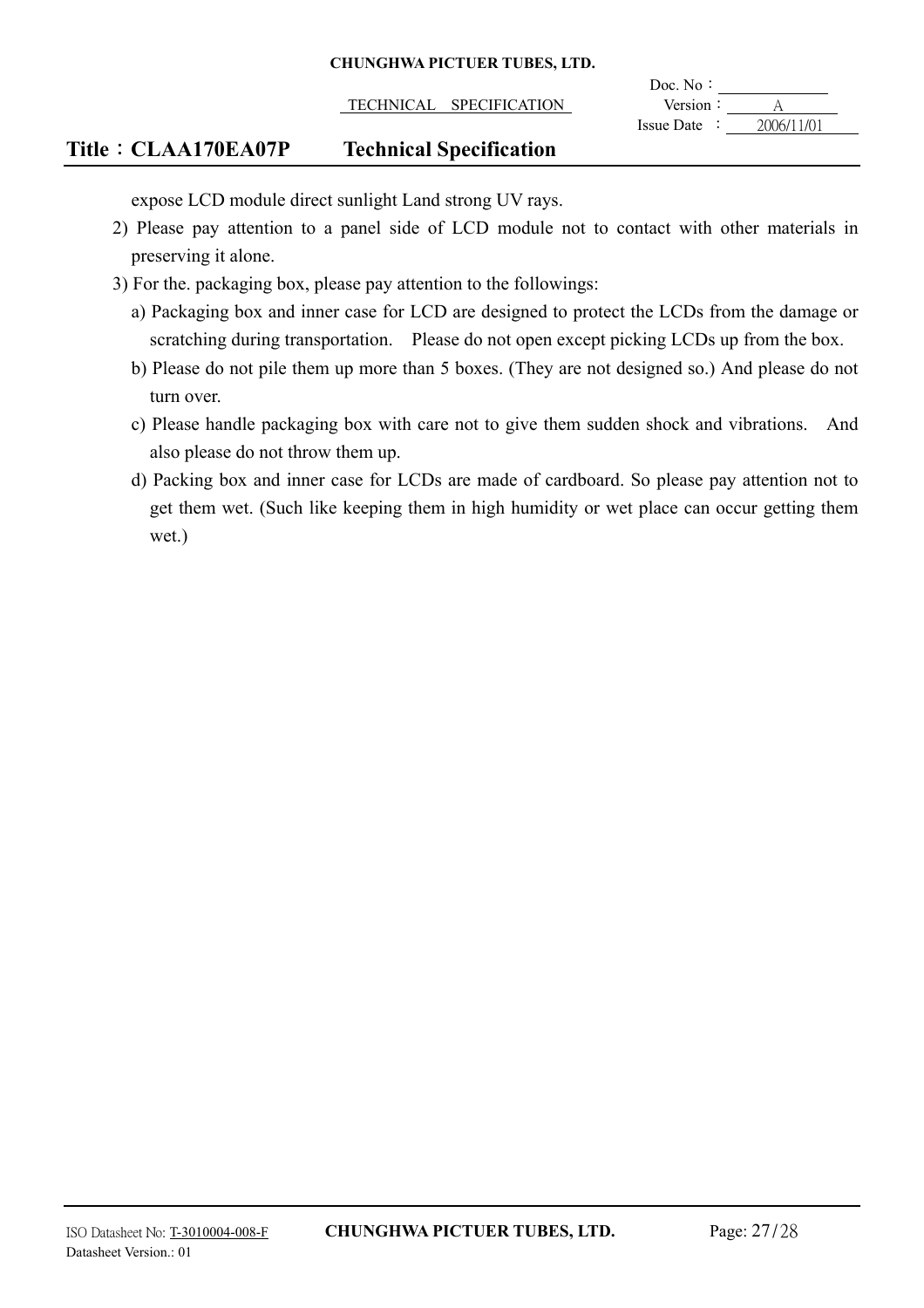expose LCD module direct sunlight Land strong UV rays.

2) Please pay attention to a panel side of LCD module not to contact with other materials in preserving it alone.

3) For the. packaging box, please pay attention to the followings:

   a) Packaging box and inner case for LCD are designed to protect the LCDs from the damage or scratching during transportation. Please do not open except picking LCDs up from the box.

   b) Please do not pile them up more than 5 boxes. (They are not designed so.) And please do not turn over.

   c) Please handle packaging box with care not to give them sudden shock and vibrations. And also please do not throw them up.

   d) Packing box and inner case for LCDs are made of cardboard. So please pay attention not to get them wet. (Such like keeping them in high humidity or wet place can occur getting them wet.)